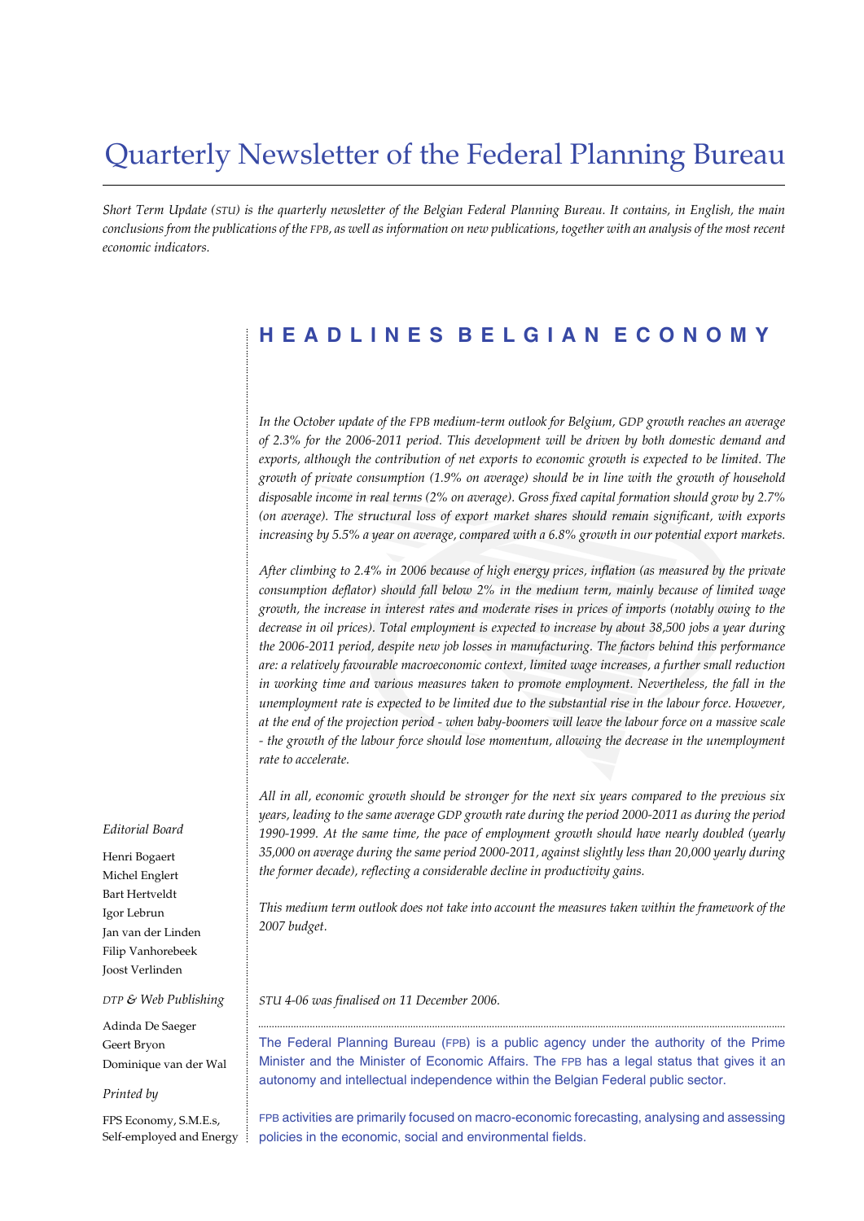# Quarterly Newsletter of the Federal Planning Bureau

*Short Term Update (STU) is the quarterly newsletter of the Belgian Federal Planning Bureau. It contains, in English, the main conclusions from the publications of the FPB, as well as information on new publications, together with an analysis of the most recent economic indicators.*

## HEADLINES BELGIAN ECONOMY

*In the October update of the FPB medium-term outlook for Belgium, GDP growth reaches an average of 2.3% for the 2006-2011 period. This development will be driven by both domestic demand and exports, although the contribution of net exports to economic growth is expected to be limited. The growth of private consumption (1.9% on average) should be in line with the growth of household disposable income in real terms (2% on average). Gross fixed capital formation should grow by 2.7% (on average). The structural loss of export market shares should remain significant, with exports increasing by 5.5% a year on average, compared with a 6.8% growth in our potential export markets.*

*After climbing to 2.4% in 2006 because of high energy prices, inflation (as measured by the private consumption deflator) should fall below 2% in the medium term, mainly because of limited wage growth, the increase in interest rates and moderate rises in prices of imports (notably owing to the decrease in oil prices). Total employment is expected to increase by about 38,500 jobs a year during the 2006-2011 period, despite new job losses in manufacturing. The factors behind this performance are: a relatively favourable macroeconomic context, limited wage increases, a further small reduction in working time and various measures taken to promote employment. Nevertheless, the fall in the unemployment rate is expected to be limited due to the substantial rise in the labour force. However, at the end of the projection period - when baby-boomers will leave the labour force on a massive scale - the growth of the labour force should lose momentum, allowing the decrease in the unemployment rate to accelerate.*

*All in all, economic growth should be stronger for the next six years compared to the previous six years, leading to the same average GDP growth rate during the period 2000-2011 as during the period 1990-1999. At the same time, the pace of employment growth should have nearly doubled (yearly 35,000 on average during the same period 2000-2011, against slightly less than 20,000 yearly during the former decade), reflecting a considerable decline in productivity gains.*

*This medium term outlook does not take into account the measures taken within the framework of the 2007 budget.*

*STU 4-06 was finalised on 11 December 2006.*

The Federal Planning Bureau (FPB) is a public agency under the authority of the Prime Minister and the Minister of Economic Affairs. The FPB has a legal status that gives it an autonomy and intellectual independence within the Belgian Federal public sector.

FPB activities are primarily focused on macro-economic forecasting, analysing and assessing policies in the economic, social and environmental fields.

*Editorial Board*

Henri Bogaert
Michel Englert
Bart Hertveldt
Igor Lebrun
Jan van der Linden
Filip Vanhorebeek
Joost Verlinden

*DTP & Web Publishing*

Adinda De Saeger
Geert Bryon
Dominique van der Wal

*Printed by*

FPS Economy, S.M.E.s, Self-employed and Energy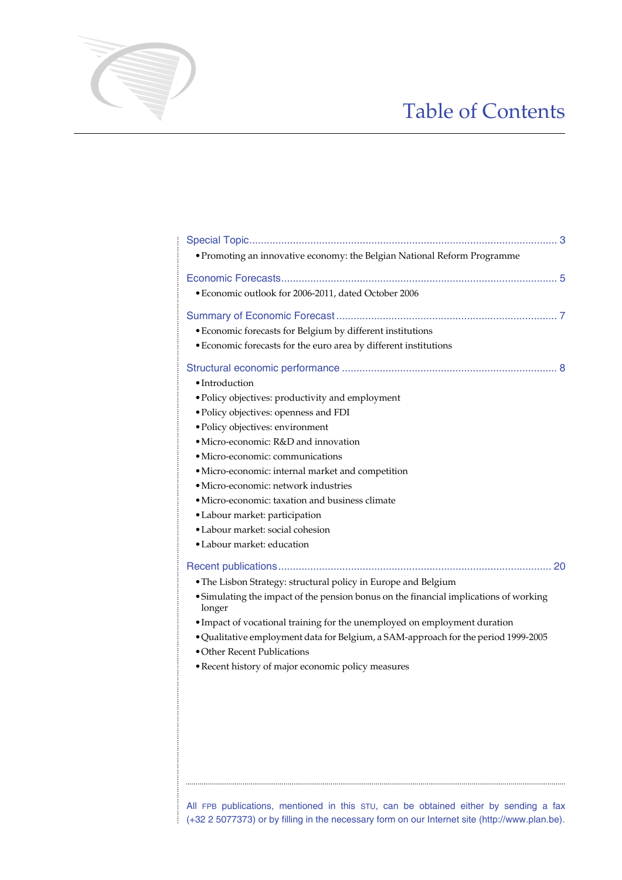# Table of Contents

Special Topic ........................................................................................................ 3

- Promoting an innovative economy: the Belgian National Reform Programme

Economic Forecasts ................................................................................................ 5

- Economic outlook for 2006-2011, dated October 2006

Summary of Economic Forecast ............................................................................... 7

- Economic forecasts for Belgium by different institutions
- Economic forecasts for the euro area by different institutions

Structural economic performance ............................................................................ 8

- Introduction
- Policy objectives: productivity and employment
- Policy objectives: openness and FDI
- Policy objectives: environment
- Micro-economic: R&D and innovation
- Micro-economic: communications
- Micro-economic: internal market and competition
- Micro-economic: network industries
- Micro-economic: taxation and business climate
- Labour market: participation
- Labour market: social cohesion
- Labour market: education

Recent publications ................................................................................................ 20

- The Lisbon Strategy: structural policy in Europe and Belgium
- Simulating the impact of the pension bonus on the financial implications of working longer
- Impact of vocational training for the unemployed on employment duration
- Qualitative employment data for Belgium, a SAM-approach for the period 1999-2005
- Other Recent Publications
- Recent history of major economic policy measures

All FPB publications, mentioned in this STU, can be obtained either by sending a fax (+32 2 5077373) or by filling in the necessary form on our Internet site (http://www.plan.be).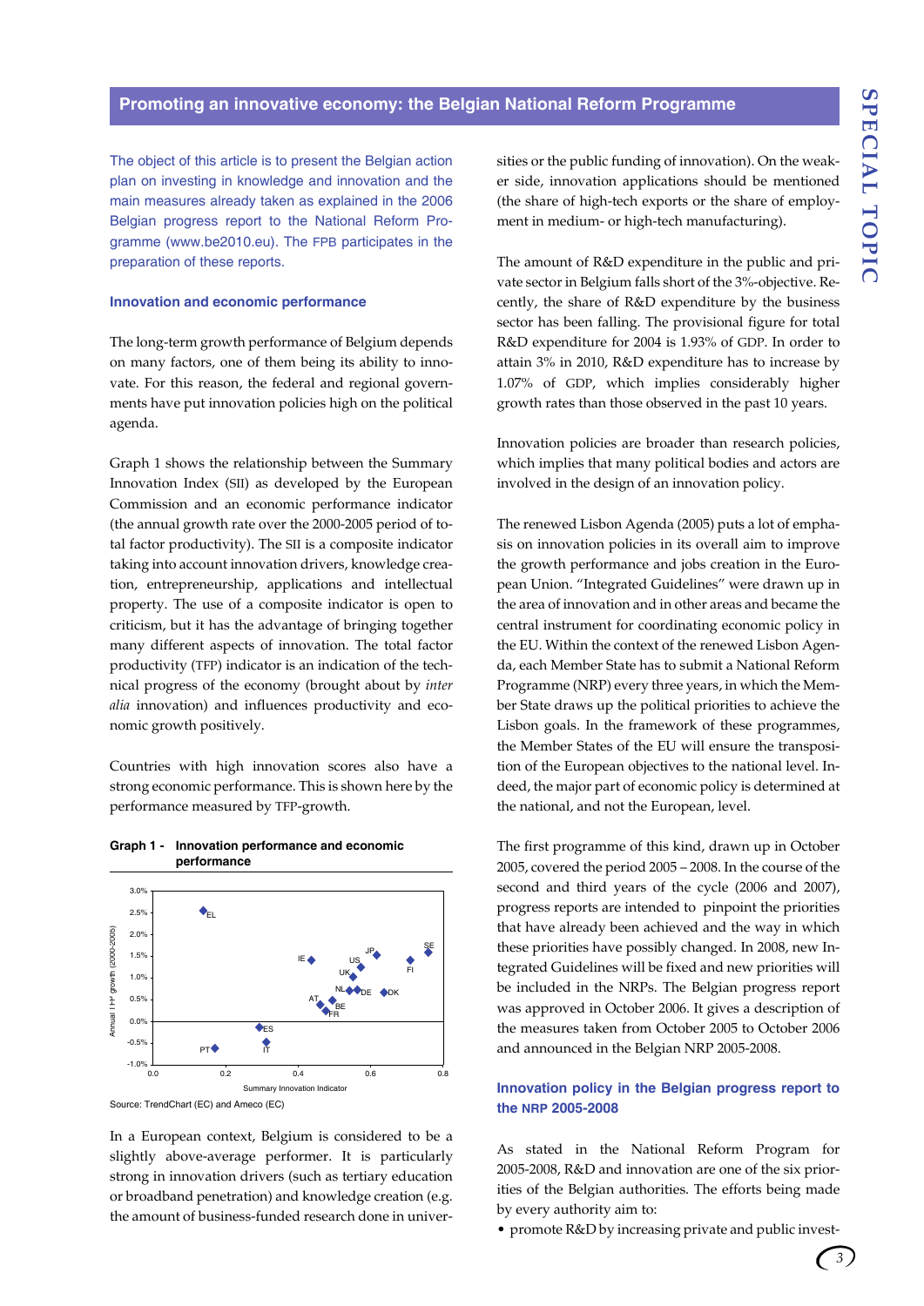## Promoting an innovative economy: the Belgian National Reform Programme

The object of this article is to present the Belgian action plan on investing in knowledge and innovation and the main measures already taken as explained in the 2006 Belgian progress report to the National Reform Programme (www.be2010.eu). The FPB participates in the preparation of these reports.

### Innovation and economic performance

The long-term growth performance of Belgium depends on many factors, one of them being its ability to innovate. For this reason, the federal and regional governments have put innovation policies high on the political agenda.

Graph 1 shows the relationship between the Summary Innovation Index (SII) as developed by the European Commission and an economic performance indicator (the annual growth rate over the 2000-2005 period of total factor productivity). The SII is a composite indicator taking into account innovation drivers, knowledge creation, entrepreneurship, applications and intellectual property. The use of a composite indicator is open to criticism, but it has the advantage of bringing together many different aspects of innovation. The total factor productivity (TFP) indicator is an indication of the technical progress of the economy (brought about by *inter alia* innovation) and influences productivity and economic growth positively.

Countries with high innovation scores also have a strong economic performance. This is shown here by the performance measured by TFP-growth.

**Graph 1 - Innovation performance and economic performance**

Source: TrendChart (EC) and Ameco (EC)

In a European context, Belgium is considered to be a slightly above-average performer. It is particularly strong in innovation drivers (such as tertiary education or broadband penetration) and knowledge creation (e.g. the amount of business-funded research done in universities or the public funding of innovation). On the weaker side, innovation applications should be mentioned (the share of high-tech exports or the share of employment in medium- or high-tech manufacturing).

The amount of R&D expenditure in the public and private sector in Belgium falls short of the 3%-objective. Recently, the share of R&D expenditure by the business sector has been falling. The provisional figure for total R&D expenditure for 2004 is 1.93% of GDP. In order to attain 3% in 2010, R&D expenditure has to increase by 1.07% of GDP, which implies considerably higher growth rates than those observed in the past 10 years.

Innovation policies are broader than research policies, which implies that many political bodies and actors are involved in the design of an innovation policy.

The renewed Lisbon Agenda (2005) puts a lot of emphasis on innovation policies in its overall aim to improve the growth performance and jobs creation in the European Union. "Integrated Guidelines" were drawn up in the area of innovation and in other areas and became the central instrument for coordinating economic policy in the EU. Within the context of the renewed Lisbon Agenda, each Member State has to submit a National Reform Programme (NRP) every three years, in which the Member State draws up the political priorities to achieve the Lisbon goals. In the framework of these programmes, the Member States of the EU will ensure the transposition of the European objectives to the national level. Indeed, the major part of economic policy is determined at the national, and not the European, level.

The first programme of this kind, drawn up in October 2005, covered the period 2005 – 2008. In the course of the second and third years of the cycle (2006 and 2007), progress reports are intended to pinpoint the priorities that have already been achieved and the way in which these priorities have possibly changed. In 2008, new Integrated Guidelines will be fixed and new priorities will be included in the NRPs. The Belgian progress report was approved in October 2006. It gives a description of the measures taken from October 2005 to October 2006 and announced in the Belgian NRP 2005-2008.

### Innovation policy in the Belgian progress report to the NRP 2005-2008

As stated in the National Reform Program for 2005-2008, R&D and innovation are one of the six priorities of the Belgian authorities. The efforts being made by every authority aim to:

- promote R&D by increasing private and public invest-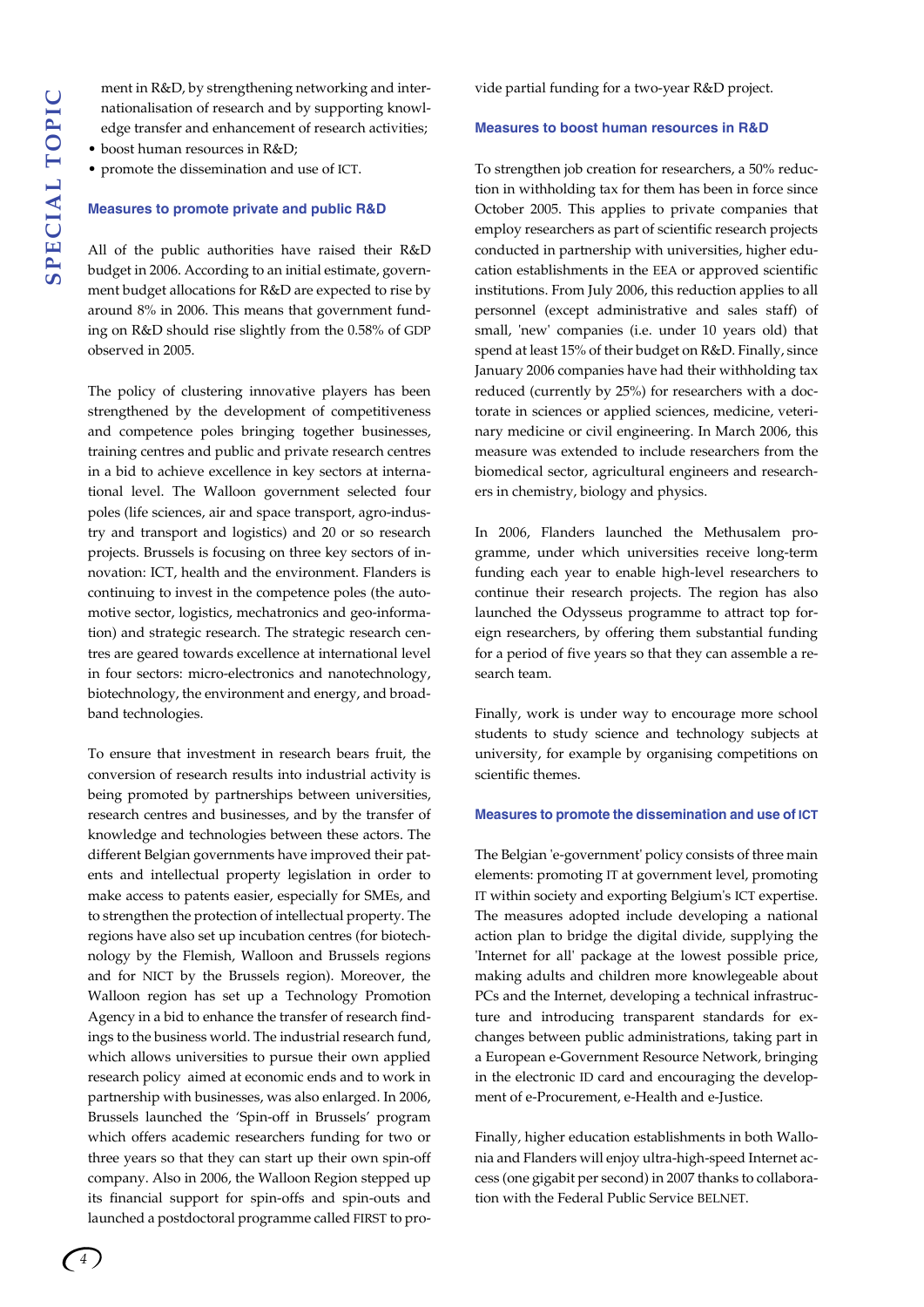ment in R&D, by strengthening networking and internationalisation of research and by supporting knowledge transfer and enhancement of research activities;

- boost human resources in R&D;
- promote the dissemination and use of ICT.

### Measures to promote private and public R&D

All of the public authorities have raised their R&D budget in 2006. According to an initial estimate, government budget allocations for R&D are expected to rise by around 8% in 2006. This means that government funding on R&D should rise slightly from the 0.58% of GDP observed in 2005.

The policy of clustering innovative players has been strengthened by the development of competitiveness and competence poles bringing together businesses, training centres and public and private research centres in a bid to achieve excellence in key sectors at international level. The Walloon government selected four poles (life sciences, air and space transport, agro-industry and transport and logistics) and 20 or so research projects. Brussels is focusing on three key sectors of innovation: ICT, health and the environment. Flanders is continuing to invest in the competence poles (the automotive sector, logistics, mechatronics and geo-information) and strategic research. The strategic research centres are geared towards excellence at international level in four sectors: micro-electronics and nanotechnology, biotechnology, the environment and energy, and broadband technologies.

To ensure that investment in research bears fruit, the conversion of research results into industrial activity is being promoted by partnerships between universities, research centres and businesses, and by the transfer of knowledge and technologies between these actors. The different Belgian governments have improved their patents and intellectual property legislation in order to make access to patents easier, especially for SMEs, and to strengthen the protection of intellectual property. The regions have also set up incubation centres (for biotechnology by the Flemish, Walloon and Brussels regions and for NICT by the Brussels region). Moreover, the Walloon region has set up a Technology Promotion Agency in a bid to enhance the transfer of research findings to the business world. The industrial research fund, which allows universities to pursue their own applied research policy aimed at economic ends and to work in partnership with businesses, was also enlarged. In 2006, Brussels launched the 'Spin-off in Brussels' program which offers academic researchers funding for two or three years so that they can start up their own spin-off company. Also in 2006, the Walloon Region stepped up its financial support for spin-offs and spin-outs and launched a postdoctoral programme called FIRST to provide partial funding for a two-year R&D project.

### Measures to boost human resources in R&D

To strengthen job creation for researchers, a 50% reduction in withholding tax for them has been in force since October 2005. This applies to private companies that employ researchers as part of scientific research projects conducted in partnership with universities, higher education establishments in the EEA or approved scientific institutions. From July 2006, this reduction applies to all personnel (except administrative and sales staff) of small, 'new' companies (i.e. under 10 years old) that spend at least 15% of their budget on R&D. Finally, since January 2006 companies have had their withholding tax reduced (currently by 25%) for researchers with a doctorate in sciences or applied sciences, medicine, veterinary medicine or civil engineering. In March 2006, this measure was extended to include researchers from the biomedical sector, agricultural engineers and researchers in chemistry, biology and physics.

In 2006, Flanders launched the Methusalem programme, under which universities receive long-term funding each year to enable high-level researchers to continue their research projects. The region has also launched the Odysseus programme to attract top foreign researchers, by offering them substantial funding for a period of five years so that they can assemble a research team.

Finally, work is under way to encourage more school students to study science and technology subjects at university, for example by organising competitions on scientific themes.

### Measures to promote the dissemination and use of ICT

The Belgian 'e-government' policy consists of three main elements: promoting IT at government level, promoting IT within society and exporting Belgium's ICT expertise. The measures adopted include developing a national action plan to bridge the digital divide, supplying the 'Internet for all' package at the lowest possible price, making adults and children more knowlegeable about PCs and the Internet, developing a technical infrastructure and introducing transparent standards for exchanges between public administrations, taking part in a European e-Government Resource Network, bringing in the electronic ID card and encouraging the development of e-Procurement, e-Health and e-Justice.

Finally, higher education establishments in both Wallonia and Flanders will enjoy ultra-high-speed Internet access (one gigabit per second) in 2007 thanks to collaboration with the Federal Public Service BELNET.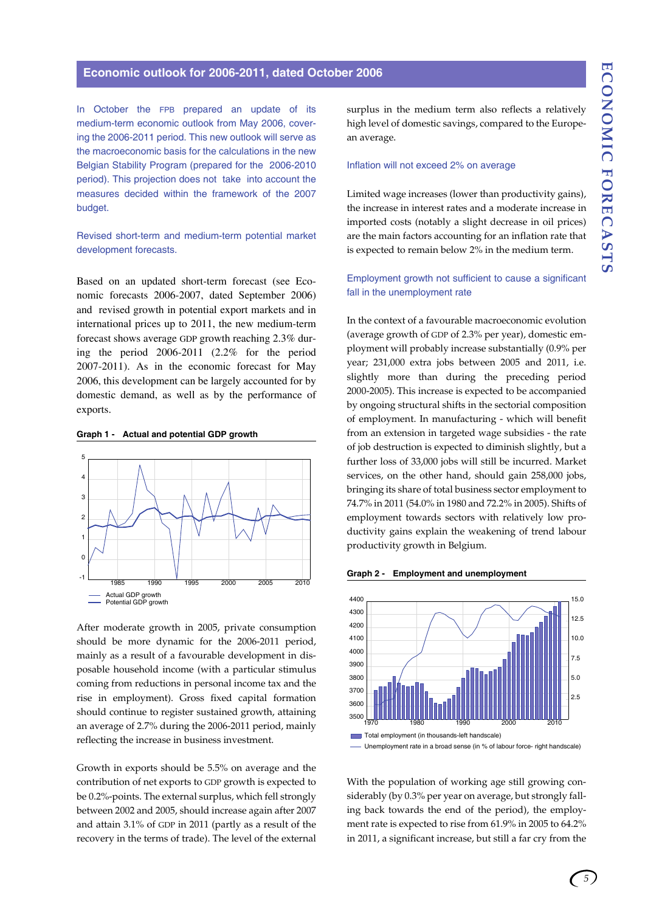## Economic outlook for 2006-2011, dated October 2006

In October the FPB prepared an update of its medium-term economic outlook from May 2006, covering the 2006-2011 period. This new outlook will serve as the macroeconomic basis for the calculations in the new Belgian Stability Program (prepared for the 2006-2010 period). This projection does not take into account the measures decided within the framework of the 2007 budget.

### Revised short-term and medium-term potential market development forecasts.

Based on an updated short-term forecast (see Economic forecasts 2006-2007, dated September 2006) and revised growth in potential export markets and in international prices up to 2011, the new medium-term forecast shows average GDP growth reaching 2.3% during the period 2006-2011 (2.2% for the period 2007-2011). As in the economic forecast for May 2006, this development can be largely accounted for by domestic demand, as well as by the performance of exports.

**Graph 1 - Actual and potential GDP growth**

Actual GDP growth
Potential GDP growth

After moderate growth in 2005, private consumption should be more dynamic for the 2006-2011 period, mainly as a result of a favourable development in disposable household income (with a particular stimulus coming from reductions in personal income tax and the rise in employment). Gross fixed capital formation should continue to register sustained growth, attaining an average of 2.7% during the 2006-2011 period, mainly reflecting the increase in business investment.

Growth in exports should be 5.5% on average and the contribution of net exports to GDP growth is expected to be 0.2%-points. The external surplus, which fell strongly between 2002 and 2005, should increase again after 2007 and attain 3.1% of GDP in 2011 (partly as a result of the recovery in the terms of trade). The level of the external surplus in the medium term also reflects a relatively high level of domestic savings, compared to the European average.

### Inflation will not exceed 2% on average

Limited wage increases (lower than productivity gains), the increase in interest rates and a moderate increase in imported costs (notably a slight decrease in oil prices) are the main factors accounting for an inflation rate that is expected to remain below 2% in the medium term.

### Employment growth not sufficient to cause a significant fall in the unemployment rate

In the context of a favourable macroeconomic evolution (average growth of GDP of 2.3% per year), domestic employment will probably increase substantially (0.9% per year; 231,000 extra jobs between 2005 and 2011, i.e. slightly more than during the preceding period 2000-2005). This increase is expected to be accompanied by ongoing structural shifts in the sectorial composition of employment. In manufacturing - which will benefit from an extension in targeted wage subsidies - the rate of job destruction is expected to diminish slightly, but a further loss of 33,000 jobs will still be incurred. Market services, on the other hand, should gain 258,000 jobs, bringing its share of total business sector employment to 74.7% in 2011 (54.0% in 1980 and 72.2% in 2005). Shifts of employment towards sectors with relatively low productivity gains explain the weakening of trend labour productivity growth in Belgium.

**Graph 2 - Employment and unemployment**

Total employment (in thousands-left handscale)
Unemployment rate in a broad sense (in % of labour force- right handscale)

With the population of working age still growing considerably (by 0.3% per year on average, but strongly falling back towards the end of the period), the employment rate is expected to rise from 61.9% in 2005 to 64.2% in 2011, a significant increase, but still a far cry from the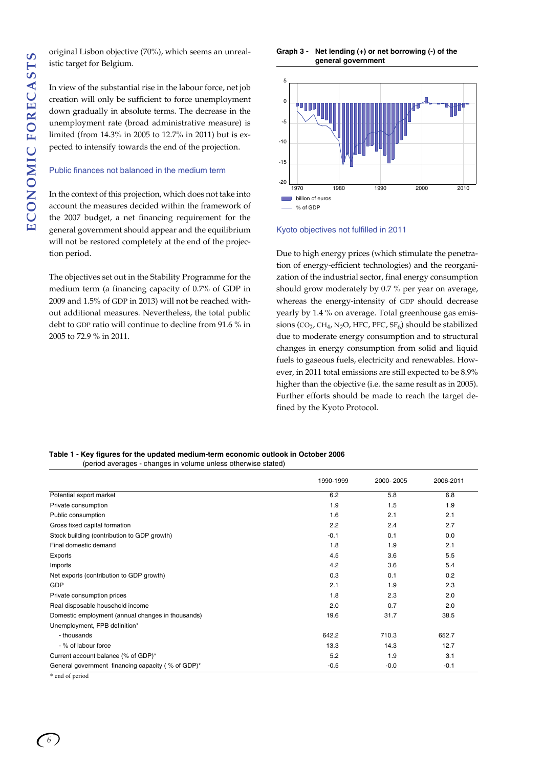original Lisbon objective (70%), which seems an unrealistic target for Belgium.

In view of the substantial rise in the labour force, net job creation will only be sufficient to force unemployment down gradually in absolute terms. The decrease in the unemployment rate (broad administrative measure) is limited (from 14.3% in 2005 to 12.7% in 2011) but is expected to intensify towards the end of the projection.

### Public finances not balanced in the medium term

In the context of this projection, which does not take into account the measures decided within the framework of the 2007 budget, a net financing requirement for the general government should appear and the equilibrium will not be restored completely at the end of the projection period.

The objectives set out in the Stability Programme for the medium term (a financing capacity of 0.7% of GDP in 2009 and 1.5% of GDP in 2013) will not be reached without additional measures. Nevertheless, the total public debt to GDP ratio will continue to decline from 91.6 % in 2005 to 72.9 % in 2011.

**Graph 3 - Net lending (+) or net borrowing (-) of the general government**

### Kyoto objectives not fulfilled in 2011

Due to high energy prices (which stimulate the penetration of energy-efficient technologies) and the reorganization of the industrial sector, final energy consumption should grow moderately by 0.7 % per year on average, whereas the energy-intensity of GDP should decrease yearly by 1.4 % on average. Total greenhouse gas emissions ($CO_2$, $CH_4$, $N_2O$, HFC, PFC, $SF_6$) should be stabilized due to moderate energy consumption and to structural changes in energy consumption from solid and liquid fuels to gaseous fuels, electricity and renewables. However, in 2011 total emissions are still expected to be 8.9% higher than the objective (i.e. the same result as in 2005). Further efforts should be made to reach the target defined by the Kyoto Protocol.

**Table 1 - Key figures for the updated medium-term economic outlook in October 2006**
(period averages - changes in volume unless otherwise stated)

| | 1990-1999 | 2000- 2005 | 2006-2011 |
|---|---|---|---|
| Potential export market | 6.2 | 5.8 | 6.8 |
| Private consumption | 1.9 | 1.5 | 1.9 |
| Public consumption | 1.6 | 2.1 | 2.1 |
| Gross fixed capital formation | 2.2 | 2.4 | 2.7 |
| Stock building (contribution to GDP growth) | -0.1 | 0.1 | 0.0 |
| Final domestic demand | 1.8 | 1.9 | 2.1 |
| Exports | 4.5 | 3.6 | 5.5 |
| Imports | 4.2 | 3.6 | 5.4 |
| Net exports (contribution to GDP growth) | 0.3 | 0.1 | 0.2 |
| GDP | 2.1 | 1.9 | 2.3 |
| Private consumption prices | 1.8 | 2.3 | 2.0 |
| Real disposable household income | 2.0 | 0.7 | 2.0 |
| Domestic employment (annual changes in thousands) | 19.6 | 31.7 | 38.5 |
| Unemployment, FPB definition* | | | |
| - thousands | 642.2 | 710.3 | 652.7 |
| - % of labour force | 13.3 | 14.3 | 12.7 |
| Current account balance (% of GDP)* | 5.2 | 1.9 | 3.1 |
| General government financing capacity ( % of GDP)* | -0.5 | -0.0 | -0.1 |

* end of period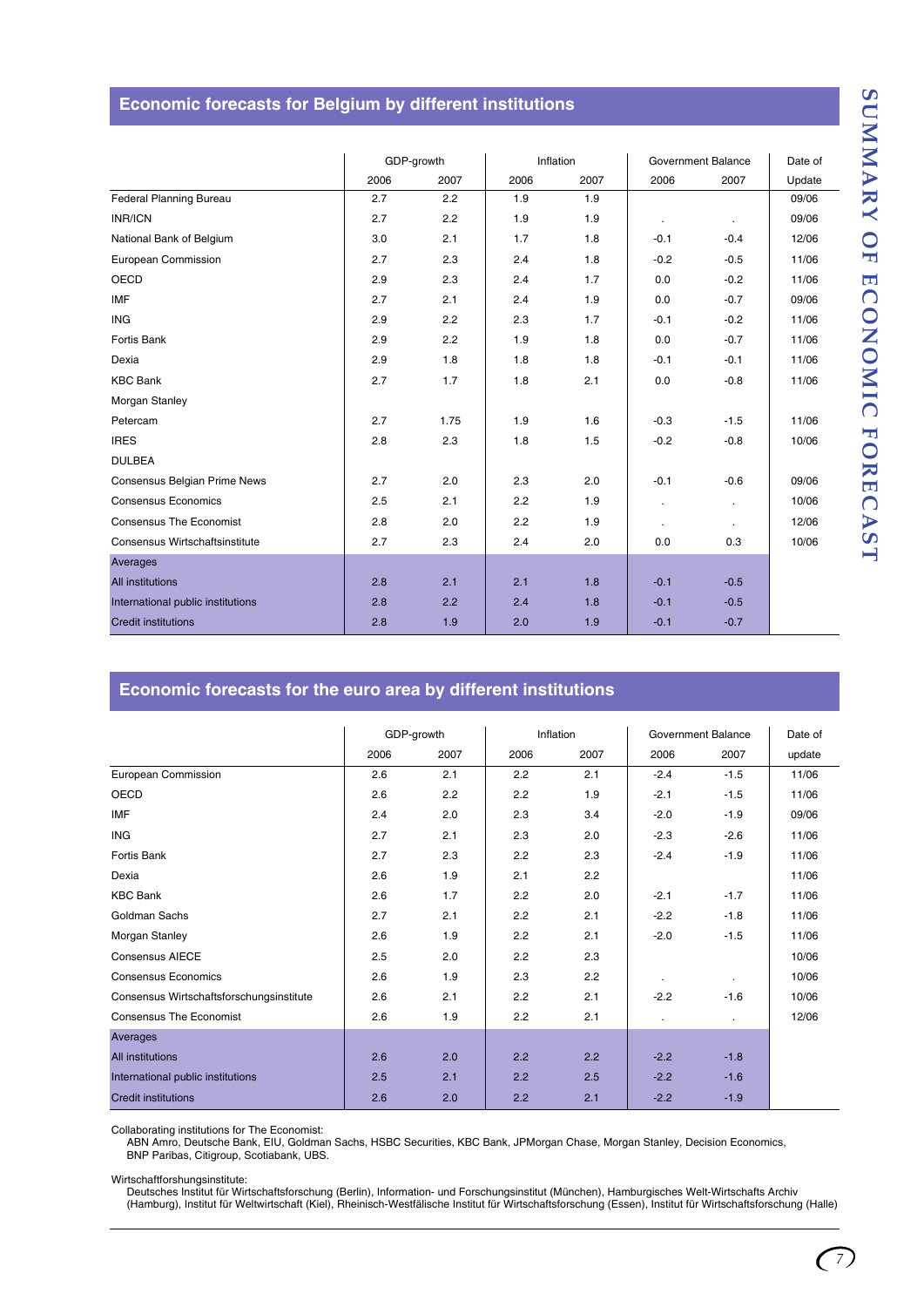## Economic forecasts for Belgium by different institutions

| | GDP-growth | | Inflation | | Government Balance | | Date of |
|---|---|---|---|---|---|---|---|
| | 2006 | 2007 | 2006 | 2007 | 2006 | 2007 | Update |
| Federal Planning Bureau | 2.7 | 2.2 | 1.9 | 1.9 | | | 09/06 |
| INR/ICN | 2.7 | 2.2 | 1.9 | 1.9 | . | . | 09/06 |
| National Bank of Belgium | 3.0 | 2.1 | 1.7 | 1.8 | -0.1 | -0.4 | 12/06 |
| European Commission | 2.7 | 2.3 | 2.4 | 1.8 | -0.2 | -0.5 | 11/06 |
| OECD | 2.9 | 2.3 | 2.4 | 1.7 | 0.0 | -0.2 | 11/06 |
| IMF | 2.7 | 2.1 | 2.4 | 1.9 | 0.0 | -0.7 | 09/06 |
| ING | 2.9 | 2.2 | 2.3 | 1.7 | -0.1 | -0.2 | 11/06 |
| Fortis Bank | 2.9 | 2.2 | 1.9 | 1.8 | 0.0 | -0.7 | 11/06 |
| Dexia | 2.9 | 1.8 | 1.8 | 1.8 | -0.1 | -0.1 | 11/06 |
| KBC Bank | 2.7 | 1.7 | 1.8 | 2.1 | 0.0 | -0.8 | 11/06 |
| Morgan Stanley | | | | | | | |
| Petercam | 2.7 | 1.75 | 1.9 | 1.6 | -0.3 | -1.5 | 11/06 |
| IRES | 2.8 | 2.3 | 1.8 | 1.5 | -0.2 | -0.8 | 10/06 |
| DULBEA | | | | | | | |
| Consensus Belgian Prime News | 2.7 | 2.0 | 2.3 | 2.0 | -0.1 | -0.6 | 09/06 |
| Consensus Economics | 2.5 | 2.1 | 2.2 | 1.9 | . | . | 10/06 |
| Consensus The Economist | 2.8 | 2.0 | 2.2 | 1.9 | . | . | 12/06 |
| Consensus Wirtschaftsinstitute | 2.7 | 2.3 | 2.4 | 2.0 | 0.0 | 0.3 | 10/06 |
| **Averages** | | | | | | | |
| All institutions | 2.8 | 2.1 | 2.1 | 1.8 | -0.1 | -0.5 | |
| International public institutions | 2.8 | 2.2 | 2.4 | 1.8 | -0.1 | -0.5 | |
| Credit institutions | 2.8 | 1.9 | 2.0 | 1.9 | -0.1 | -0.7 | |

## Economic forecasts for the euro area by different institutions

| | GDP-growth | | Inflation | | Government Balance | | Date of |
|---|---|---|---|---|---|---|---|
| | 2006 | 2007 | 2006 | 2007 | 2006 | 2007 | update |
| European Commission | 2.6 | 2.1 | 2.2 | 2.1 | -2.4 | -1.5 | 11/06 |
| OECD | 2.6 | 2.2 | 2.2 | 1.9 | -2.1 | -1.5 | 11/06 |
| IMF | 2.4 | 2.0 | 2.3 | 3.4 | -2.0 | -1.9 | 09/06 |
| ING | 2.7 | 2.1 | 2.3 | 2.0 | -2.3 | -2.6 | 11/06 |
| Fortis Bank | 2.7 | 2.3 | 2.2 | 2.3 | -2.4 | -1.9 | 11/06 |
| Dexia | 2.6 | 1.9 | 2.1 | 2.2 | | | 11/06 |
| KBC Bank | 2.6 | 1.7 | 2.2 | 2.0 | -2.1 | -1.7 | 11/06 |
| Goldman Sachs | 2.7 | 2.1 | 2.2 | 2.1 | -2.2 | -1.8 | 11/06 |
| Morgan Stanley | 2.6 | 1.9 | 2.2 | 2.1 | -2.0 | -1.5 | 11/06 |
| Consensus AIECE | 2.5 | 2.0 | 2.2 | 2.3 | | | 10/06 |
| Consensus Economics | 2.6 | 1.9 | 2.3 | 2.2 | . | . | 10/06 |
| Consensus Wirtschaftsforschungsinstitute | 2.6 | 2.1 | 2.2 | 2.1 | -2.2 | -1.6 | 10/06 |
| Consensus The Economist | 2.6 | 1.9 | 2.2 | 2.1 | . | . | 12/06 |
| **Averages** | | | | | | | |
| All institutions | 2.6 | 2.0 | 2.2 | 2.2 | -2.2 | -1.8 | |
| International public institutions | 2.5 | 2.1 | 2.2 | 2.5 | -2.2 | -1.6 | |
| Credit institutions | 2.6 | 2.0 | 2.2 | 2.1 | -2.2 | -1.9 | |

Collaborating institutions for The Economist:
ABN Amro, Deutsche Bank, EIU, Goldman Sachs, HSBC Securities, KBC Bank, JPMorgan Chase, Morgan Stanley, Decision Economics, BNP Paribas, Citigroup, Scotiabank, UBS.

Wirtschaftforshungsinstitute:
Deutsches Institut für Wirtschaftsforschung (Berlin), Information- und Forschungsinstitut (München), Hamburgisches Welt-Wirtschafts Archiv (Hamburg), Institut für Weltwirtschaft (Kiel), Rheinisch-Westfälische Institut für Wirtschaftsforschung (Essen), Institut für Wirtschaftsforschung (Halle)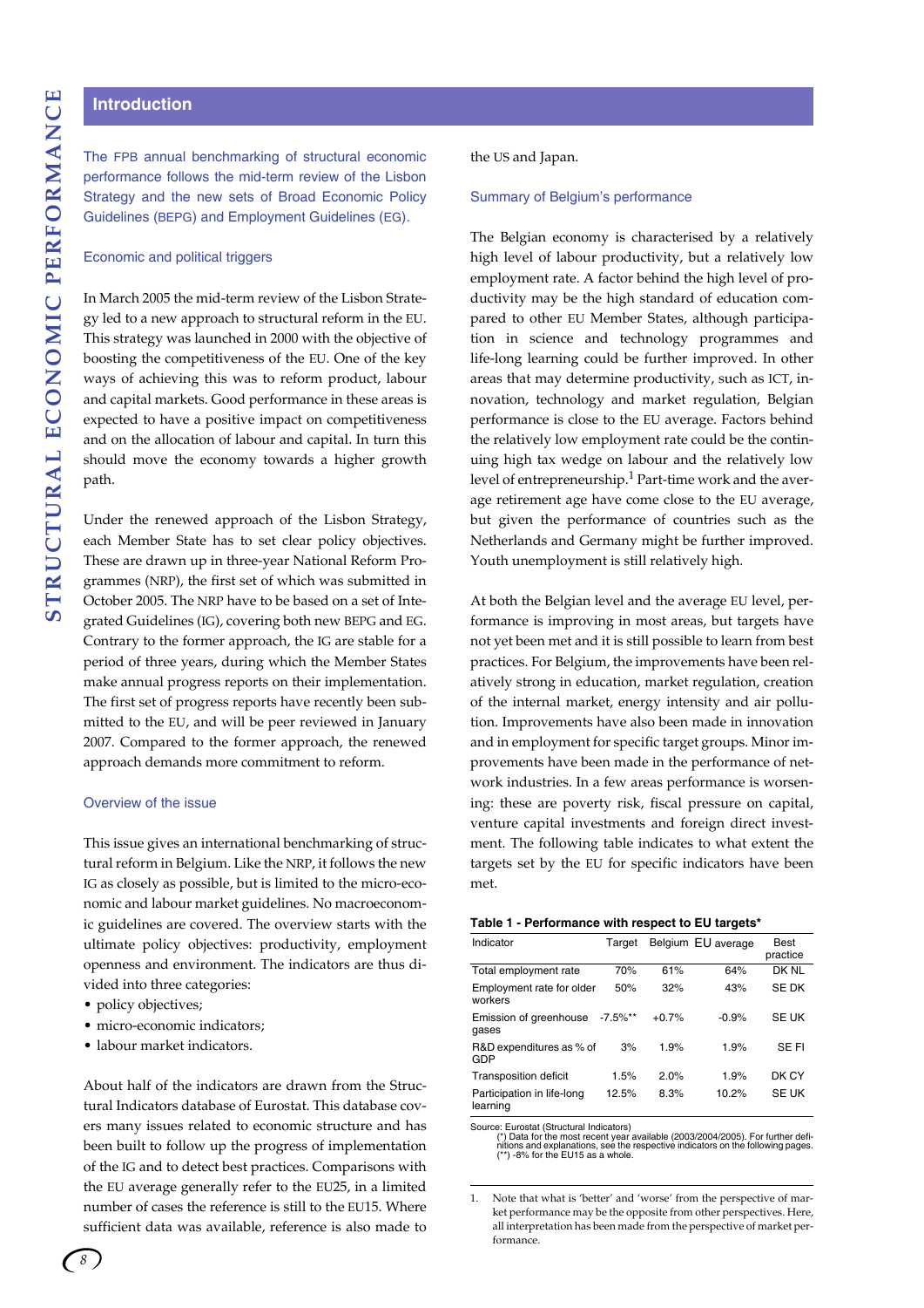## Introduction

The FPB annual benchmarking of structural economic performance follows the mid-term review of the Lisbon Strategy and the new sets of Broad Economic Policy Guidelines (BEPG) and Employment Guidelines (EG).

### Economic and political triggers

In March 2005 the mid-term review of the Lisbon Strategy led to a new approach to structural reform in the EU. This strategy was launched in 2000 with the objective of boosting the competitiveness of the EU. One of the key ways of achieving this was to reform product, labour and capital markets. Good performance in these areas is expected to have a positive impact on competitiveness and on the allocation of labour and capital. In turn this should move the economy towards a higher growth path.

Under the renewed approach of the Lisbon Strategy, each Member State has to set clear policy objectives. These are drawn up in three-year National Reform Programmes (NRP), the first set of which was submitted in October 2005. The NRP have to be based on a set of Integrated Guidelines (IG), covering both new BEPG and EG. Contrary to the former approach, the IG are stable for a period of three years, during which the Member States make annual progress reports on their implementation. The first set of progress reports have recently been submitted to the EU, and will be peer reviewed in January 2007. Compared to the former approach, the renewed approach demands more commitment to reform.

### Overview of the issue

This issue gives an international benchmarking of structural reform in Belgium. Like the NRP, it follows the new IG as closely as possible, but is limited to the micro-economic and labour market guidelines. No macroeconomic guidelines are covered. The overview starts with the ultimate policy objectives: productivity, employment openness and environment. The indicators are thus divided into three categories:

- policy objectives;
- micro-economic indicators;
- labour market indicators.

About half of the indicators are drawn from the Structural Indicators database of Eurostat. This database covers many issues related to economic structure and has been built to follow up the progress of implementation of the IG and to detect best practices. Comparisons with the EU average generally refer to the EU25, in a limited number of cases the reference is still to the EU15. Where sufficient data was available, reference is also made to the US and Japan.

### Summary of Belgium's performance

The Belgian economy is characterised by a relatively high level of labour productivity, but a relatively low employment rate. A factor behind the high level of productivity may be the high standard of education compared to other EU Member States, although participation in science and technology programmes and life-long learning could be further improved. In other areas that may determine productivity, such as ICT, innovation, technology and market regulation, Belgian performance is close to the EU average. Factors behind the relatively low employment rate could be the continuing high tax wedge on labour and the relatively low level of entrepreneurship.[1] Part-time work and the average retirement age have come close to the EU average, but given the performance of countries such as the Netherlands and Germany might be further improved. Youth unemployment is still relatively high.

At both the Belgian level and the average EU level, performance is improving in most areas, but targets have not yet been met and it is still possible to learn from best practices. For Belgium, the improvements have been relatively strong in education, market regulation, creation of the internal market, energy intensity and air pollution. Improvements have also been made in innovation and in employment for specific target groups. Minor improvements have been made in the performance of network industries. In a few areas performance is worsening: these are poverty risk, fiscal pressure on capital, venture capital investments and foreign direct investment. The following table indicates to what extent the targets set by the EU for specific indicators have been met.

**Table 1 - Performance with respect to EU targets***

| Indicator | Target | Belgium | EU average | Best practice |
|---|---|---|---|---|
| Total employment rate | 70% | 61% | 64% | DK NL |
| Employment rate for older workers | 50% | 32% | 43% | SE DK |
| Emission of greenhouse gases | -7.5%** | +0.7% | -0.9% | SE UK |
| R&D expenditures as % of GDP | 3% | 1.9% | 1.9% | SE FI |
| Transposition deficit | 1.5% | 2.0% | 1.9% | DK CY |
| Participation in life-long learning | 12.5% | 8.3% | 10.2% | SE UK |

Source: Eurostat (Structural Indicators)
(*) Data for the most recent year available (2003/2004/2005). For further definitions and explanations, see the respective indicators on the following pages.
(**) -8% for the EU15 as a whole.

1. Note that what is 'better' and 'worse' from the perspective of market performance may be the opposite from other perspectives. Here, all interpretation has been made from the perspective of market performance.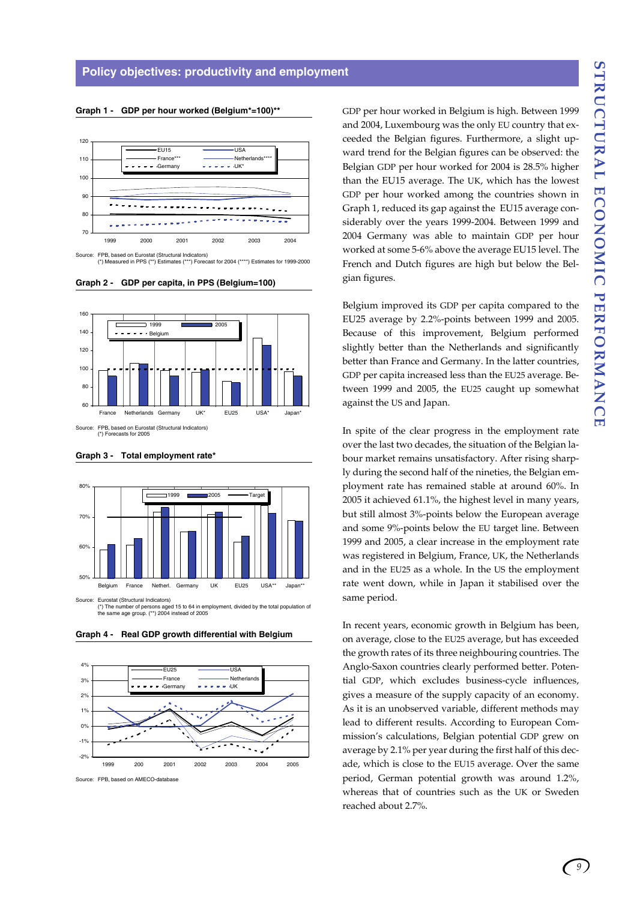## Policy objectives: productivity and employment

**Graph 1 - GDP per hour worked (Belgium*=100)****

Source: FPB, based on Eurostat (Structural Indicators)
(*) Measured in PPS (**) Estimates (***) Forecast for 2004 (****) Estimates for 1999-2000

**Graph 2 - GDP per capita, in PPS (Belgium=100)**

Source: FPB, based on Eurostat (Structural Indicators)
(*) Forecasts for 2005

**Graph 3 - Total employment rate***

Source: Eurostat (Structural Indicators)
(*) The number of persons aged 15 to 64 in employment, divided by the total population of the same age group. (**) 2004 instead of 2005

**Graph 4 - Real GDP growth differential with Belgium**

Source: FPB, based on AMECO-database

GDP per hour worked in Belgium is high. Between 1999 and 2004, Luxembourg was the only EU country that exceeded the Belgian figures. Furthermore, a slight upward trend for the Belgian figures can be observed: the Belgian GDP per hour worked for 2004 is 28.5% higher than the EU15 average. The UK, which has the lowest GDP per hour worked among the countries shown in Graph 1, reduced its gap against the EU15 average considerably over the years 1999-2004. Between 1999 and 2004 Germany was able to maintain GDP per hour worked at some 5-6% above the average EU15 level. The French and Dutch figures are high but below the Belgian figures.

Belgium improved its GDP per capita compared to the EU25 average by 2.2%-points between 1999 and 2005. Because of this improvement, Belgium performed slightly better than the Netherlands and significantly better than France and Germany. In the latter countries, GDP per capita increased less than the EU25 average. Between 1999 and 2005, the EU25 caught up somewhat against the US and Japan.

In spite of the clear progress in the employment rate over the last two decades, the situation of the Belgian labour market remains unsatisfactory. After rising sharply during the second half of the nineties, the Belgian employment rate has remained stable at around 60%. In 2005 it achieved 61.1%, the highest level in many years, but still almost 3%-points below the European average and some 9%-points below the EU target line. Between 1999 and 2005, a clear increase in the employment rate was registered in Belgium, France, UK, the Netherlands and in the EU25 as a whole. In the US the employment rate went down, while in Japan it stabilised over the same period.

In recent years, economic growth in Belgium has been, on average, close to the EU25 average, but has exceeded the growth rates of its three neighbouring countries. The Anglo-Saxon countries clearly performed better. Potential GDP, which excludes business-cycle influences, gives a measure of the supply capacity of an economy. As it is an unobserved variable, different methods may lead to different results. According to European Commission's calculations, Belgian potential GDP grew on average by 2.1% per year during the first half of this decade, which is close to the EU15 average. Over the same period, German potential growth was around 1.2%, whereas that of countries such as the UK or Sweden reached about 2.7%.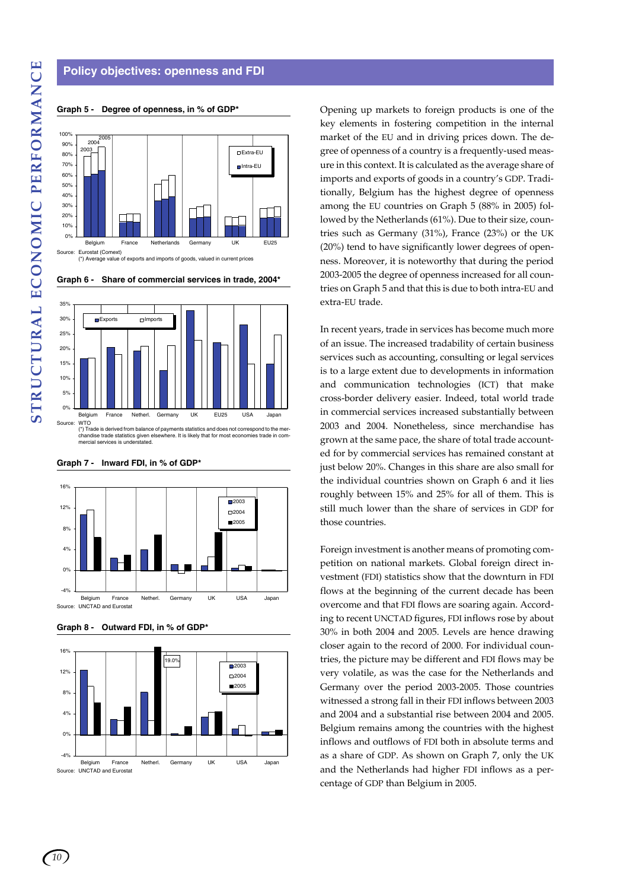## Policy objectives: openness and FDI

**Graph 5 - Degree of openness, in % of GDP***

Source: Eurostat (Comext)
(*) Average value of exports and imports of goods, valued in current prices

**Graph 6 - Share of commercial services in trade, 2004***

Source: WTO
(*) Trade is derived from balance of payments statistics and does not correspond to the merchandise trade statistics given elsewhere. It is likely that for most economies trade in commercial services is understated.

**Graph 7 - Inward FDI, in % of GDP***

Source: UNCTAD and Eurostat

**Graph 8 - Outward FDI, in % of GDP***

Source: UNCTAD and Eurostat

Opening up markets to foreign products is one of the key elements in fostering competition in the internal market of the EU and in driving prices down. The degree of openness of a country is a frequently-used measure in this context. It is calculated as the average share of imports and exports of goods in a country's GDP. Traditionally, Belgium has the highest degree of openness among the EU countries on Graph 5 (88% in 2005) followed by the Netherlands (61%). Due to their size, countries such as Germany (31%), France (23%) or the UK (20%) tend to have significantly lower degrees of openness. Moreover, it is noteworthy that during the period 2003-2005 the degree of openness increased for all countries on Graph 5 and that this is due to both intra-EU and extra-EU trade.

In recent years, trade in services has become much more of an issue. The increased tradability of certain business services such as accounting, consulting or legal services is to a large extent due to developments in information and communication technologies (ICT) that make cross-border delivery easier. Indeed, total world trade in commercial services increased substantially between 2003 and 2004. Nonetheless, since merchandise has grown at the same pace, the share of total trade accounted for by commercial services has remained constant at just below 20%. Changes in this share are also small for the individual countries shown on Graph 6 and it lies roughly between 15% and 25% for all of them. This is still much lower than the share of services in GDP for those countries.

Foreign investment is another means of promoting competition on national markets. Global foreign direct investment (FDI) statistics show that the downturn in FDI flows at the beginning of the current decade has been overcome and that FDI flows are soaring again. According to recent UNCTAD figures, FDI inflows rose by about 30% in both 2004 and 2005. Levels are hence drawing closer again to the record of 2000. For individual countries, the picture may be different and FDI flows may be very volatile, as was the case for the Netherlands and Germany over the period 2003-2005. Those countries witnessed a strong fall in their FDI inflows between 2003 and 2004 and a substantial rise between 2004 and 2005. Belgium remains among the countries with the highest inflows and outflows of FDI both in absolute terms and as a share of GDP. As shown on Graph 7, only the UK and the Netherlands had higher FDI inflows as a percentage of GDP than Belgium in 2005.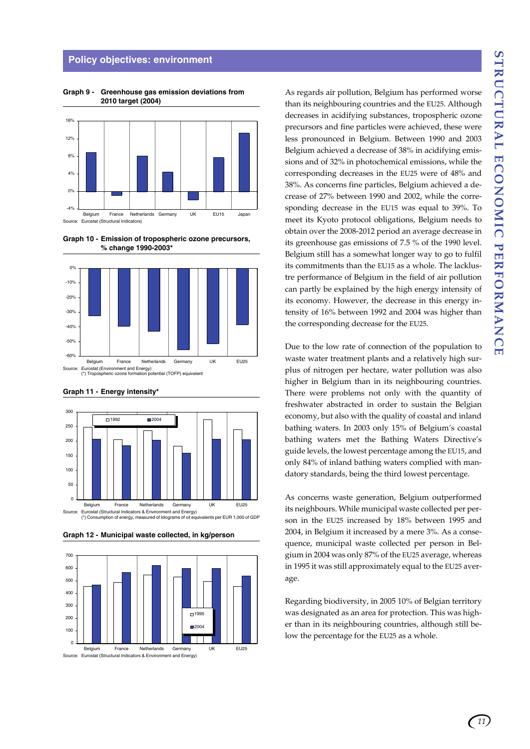## Policy objectives: environment

**Graph 9 - Greenhouse gas emission deviations from 2010 target (2004)**

Source: Eurostat (Structural Indicators)

**Graph 10 - Emission of tropospheric ozone precursors, % change 1990-2003***

Source: Eurostat (Environment and Energy)
(*) Tropospheric ozone formation potential (TOFP) equivalent

**Graph 11 - Energy intensity***

Source: Eurostat (Structural Indicators & Environment and Energy)
(*) Consumption of energy, measured of kilograms of oil equivalents per EUR 1,000 of GDP

**Graph 12 - Municipal waste collected, in kg/person**

Source: Eurostat (Structural Indicators & Environment and Energy)

As regards air pollution, Belgium has performed worse than its neighbouring countries and the EU25. Although decreases in acidifying substances, tropospheric ozone precursors and fine particles were achieved, these were less pronounced in Belgium. Between 1990 and 2003 Belgium achieved a decrease of 38% in acidifying emissions and of 32% in photochemical emissions, while the corresponding decreases in the EU25 were of 48% and 38%. As concerns fine particles, Belgium achieved a decrease of 27% between 1990 and 2002, while the corresponding decrease in the EU15 was equal to 39%. To meet its Kyoto protocol obligations, Belgium needs to obtain over the 2008-2012 period an average decrease in its greenhouse gas emissions of 7.5 % of the 1990 level. Belgium still has a somewhat longer way to go to fulfil its commitments than the EU15 as a whole. The lacklustre performance of Belgium in the field of air pollution can partly be explained by the high energy intensity of its economy. However, the decrease in this energy intensity of 16% between 1992 and 2004 was higher than the corresponding decrease for the EU25.

Due to the low rate of connection of the population to waste water treatment plants and a relatively high surplus of nitrogen per hectare, water pollution was also higher in Belgium than in its neighbouring countries. There were problems not only with the quantity of freshwater abstracted in order to sustain the Belgian economy, but also with the quality of coastal and inland bathing waters. In 2003 only 15% of Belgium's coastal bathing waters met the Bathing Waters Directive's guide levels, the lowest percentage among the EU15, and only 84% of inland bathing waters complied with mandatory standards, being the third lowest percentage.

As concerns waste generation, Belgium outperformed its neighbours. While municipal waste collected per person in the EU25 increased by 18% between 1995 and 2004, in Belgium it increased by a mere 3%. As a consequence, municipal waste collected per person in Belgium in 2004 was only 87% of the EU25 average, whereas in 1995 it was still approximately equal to the EU25 average.

Regarding biodiversity, in 2005 10% of Belgian territory was designated as an area for protection. This was higher than in its neighbouring countries, although still below the percentage for the EU25 as a whole.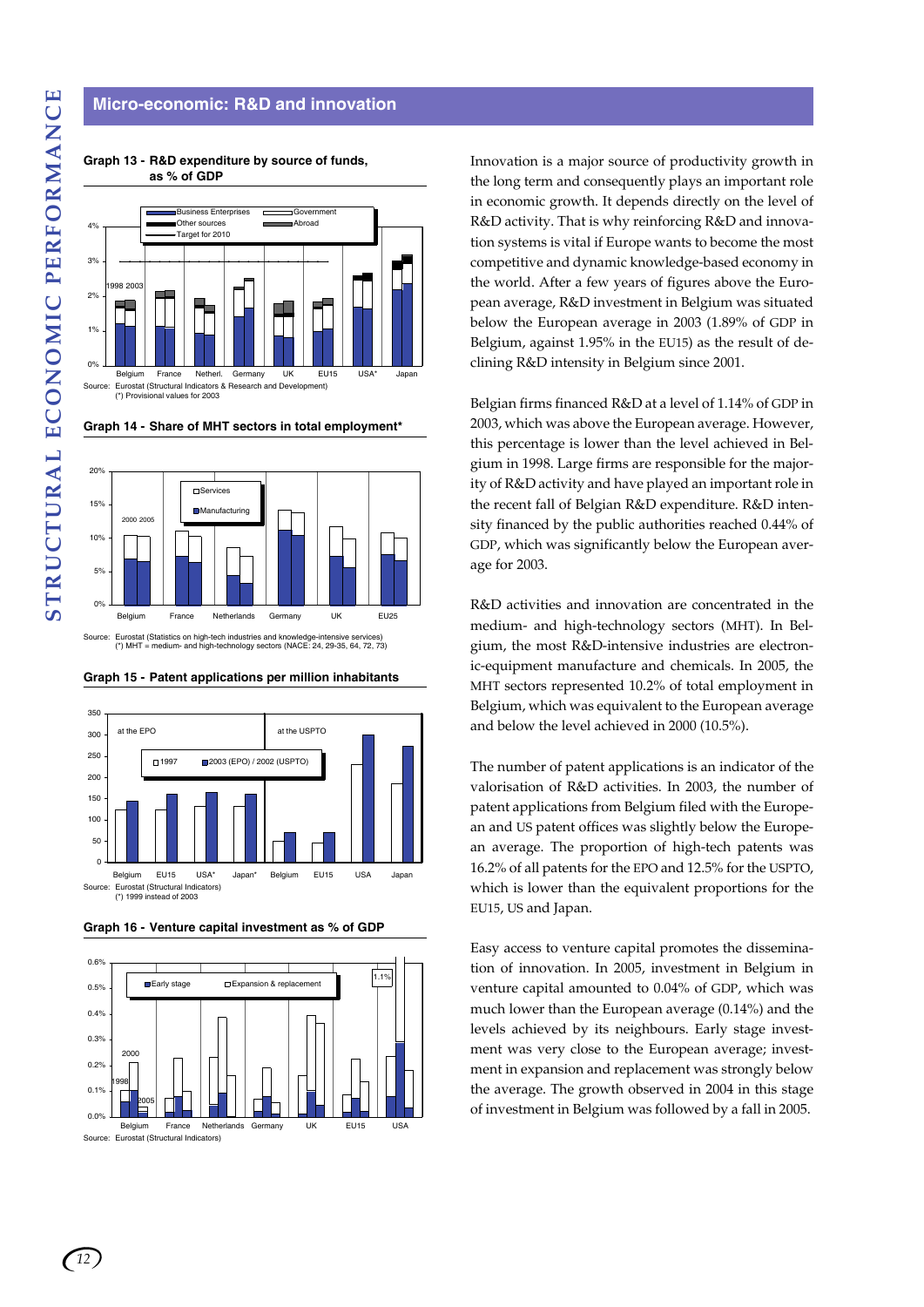## Micro-economic: R&D and innovation

**Graph 13 - R&D expenditure by source of funds, as % of GDP**

Source: Eurostat (Structural Indicators & Research and Development)
(*) Provisional values for 2003

**Graph 14 - Share of MHT sectors in total employment***

Source: Eurostat (Statistics on high-tech industries and knowledge-intensive services)
(*) MHT = medium- and high-technology sectors (NACE: 24, 29-35, 64, 72, 73)

**Graph 15 - Patent applications per million inhabitants**

Source: Eurostat (Structural Indicators)
(*) 1999 instead of 2003

**Graph 16 - Venture capital investment as % of GDP**

Source: Eurostat (Structural Indicators)

Innovation is a major source of productivity growth in the long term and consequently plays an important role in economic growth. It depends directly on the level of R&D activity. That is why reinforcing R&D and innovation systems is vital if Europe wants to become the most competitive and dynamic knowledge-based economy in the world. After a few years of figures above the European average, R&D investment in Belgium was situated below the European average in 2003 (1.89% of GDP in Belgium, against 1.95% in the EU15) as the result of declining R&D intensity in Belgium since 2001.

Belgian firms financed R&D at a level of 1.14% of GDP in 2003, which was above the European average. However, this percentage is lower than the level achieved in Belgium in 1998. Large firms are responsible for the majority of R&D activity and have played an important role in the recent fall of Belgian R&D expenditure. R&D intensity financed by the public authorities reached 0.44% of GDP, which was significantly below the European average for 2003.

R&D activities and innovation are concentrated in the medium- and high-technology sectors (MHT). In Belgium, the most R&D-intensive industries are electronic-equipment manufacture and chemicals. In 2005, the MHT sectors represented 10.2% of total employment in Belgium, which was equivalent to the European average and below the level achieved in 2000 (10.5%).

The number of patent applications is an indicator of the valorisation of R&D activities. In 2003, the number of patent applications from Belgium filed with the European and US patent offices was slightly below the European average. The proportion of high-tech patents was 16.2% of all patents for the EPO and 12.5% for the USPTO, which is lower than the equivalent proportions for the EU15, US and Japan.

Easy access to venture capital promotes the dissemination of innovation. In 2005, investment in Belgium in venture capital amounted to 0.04% of GDP, which was much lower than the European average (0.14%) and the levels achieved by its neighbours. Early stage investment was very close to the European average; investment in expansion and replacement was strongly below the average. The growth observed in 2004 in this stage of investment in Belgium was followed by a fall in 2005.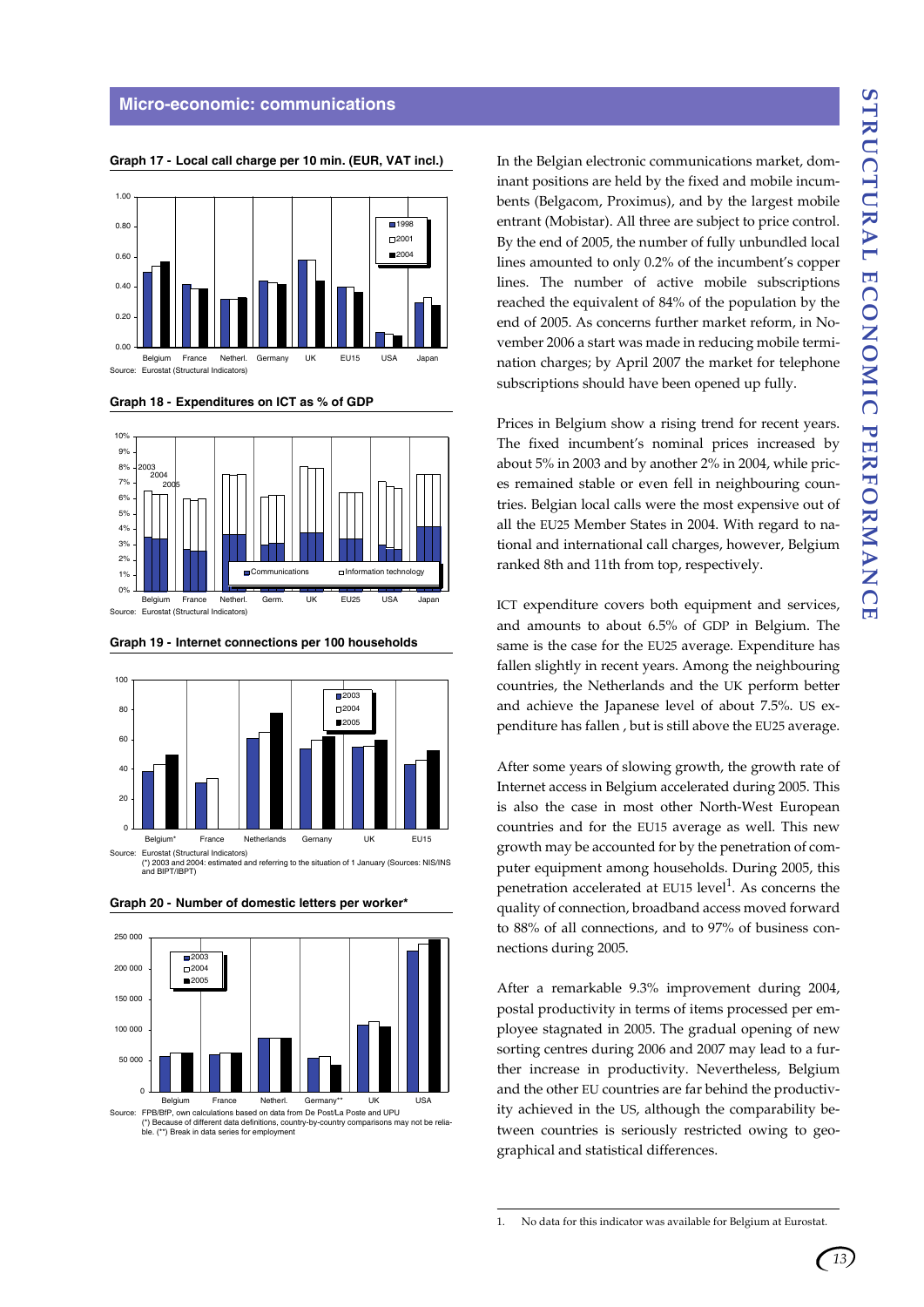## Micro-economic: communications

**Graph 17 - Local call charge per 10 min. (EUR, VAT incl.)**

Source: Eurostat (Structural Indicators)

**Graph 18 - Expenditures on ICT as % of GDP**

Source: Eurostat (Structural Indicators)

**Graph 19 - Internet connections per 100 households**

Source: Eurostat (Structural Indicators)
(*) 2003 and 2004: estimated and referring to the situation of 1 January (Sources: NIS/INS and BIPT/IBPT)

**Graph 20 - Number of domestic letters per worker***

Source: FPB/BfP, own calculations based on data from De Post/La Poste and UPU
(*) Because of different data definitions, country-by-country comparisons may not be reliable. (**) Break in data series for employment

In the Belgian electronic communications market, dominant positions are held by the fixed and mobile incumbents (Belgacom, Proximus), and by the largest mobile entrant (Mobistar). All three are subject to price control. By the end of 2005, the number of fully unbundled local lines amounted to only 0.2% of the incumbent's copper lines. The number of active mobile subscriptions reached the equivalent of 84% of the population by the end of 2005. As concerns further market reform, in November 2006 a start was made in reducing mobile termination charges; by April 2007 the market for telephone subscriptions should have been opened up fully.

Prices in Belgium show a rising trend for recent years. The fixed incumbent's nominal prices increased by about 5% in 2003 and by another 2% in 2004, while prices remained stable or even fell in neighbouring countries. Belgian local calls were the most expensive out of all the EU25 Member States in 2004. With regard to national and international call charges, however, Belgium ranked 8th and 11th from top, respectively.

ICT expenditure covers both equipment and services, and amounts to about 6.5% of GDP in Belgium. The same is the case for the EU25 average. Expenditure has fallen slightly in recent years. Among the neighbouring countries, the Netherlands and the UK perform better and achieve the Japanese level of about 7.5%. US expenditure has fallen , but is still above the EU25 average.

After some years of slowing growth, the growth rate of Internet access in Belgium accelerated during 2005. This is also the case in most other North-West European countries and for the EU15 average as well. This new growth may be accounted for by the penetration of computer equipment among households. During 2005, this penetration accelerated at EU15 level[1]. As concerns the quality of connection, broadband access moved forward to 88% of all connections, and to 97% of business connections during 2005.

After a remarkable 9.3% improvement during 2004, postal productivity in terms of items processed per employee stagnated in 2005. The gradual opening of new sorting centres during 2006 and 2007 may lead to a further increase in productivity. Nevertheless, Belgium and the other EU countries are far behind the productivity achieved in the US, although the comparability between countries is seriously restricted owing to geographical and statistical differences.

1. No data for this indicator was available for Belgium at Eurostat.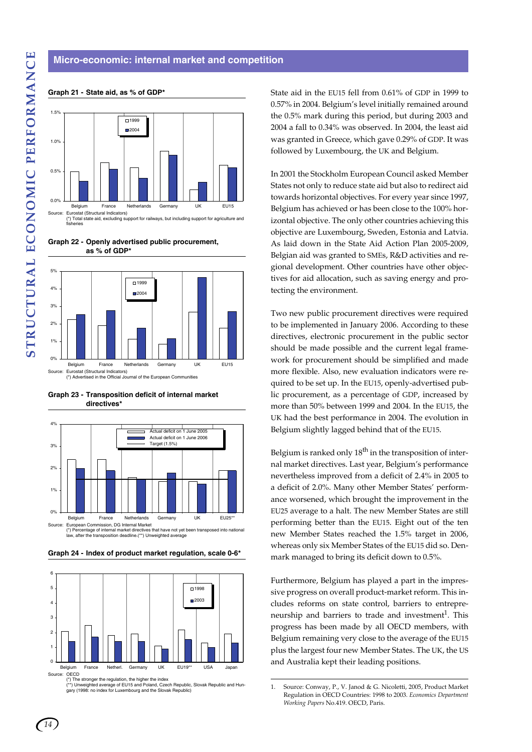## Micro-economic: internal market and competition

**Graph 21 - State aid, as % of GDP***

Source: Eurostat (Structural Indicators)
(*) Total state aid, excluding support for railways, but including support for agriculture and fisheries

**Graph 22 - Openly advertised public procurement, as % of GDP***

Source: Eurostat (Structural Indicators)
(*) Advertised in the Official Journal of the European Communities

**Graph 23 - Transposition deficit of internal market directives***

Source: European Commission, DG Internal Market
(*) Percentage of internal market directives that have not yet been transposed into national law, after the transposition deadline.(**) Unweighted average

**Graph 24 - Index of product market regulation, scale 0-6***

Source: OECD
(*) The stronger the regulation, the higher the index
(**) Unweighted average of EU15 and Poland, Czech Republic, Slovak Republic and Hungary (1998: no index for Luxembourg and the Slovak Republic)

State aid in the EU15 fell from 0.61% of GDP in 1999 to 0.57% in 2004. Belgium's level initially remained around the 0.5% mark during this period, but during 2003 and 2004 a fall to 0.34% was observed. In 2004, the least aid was granted in Greece, which gave 0.29% of GDP. It was followed by Luxembourg, the UK and Belgium.

In 2001 the Stockholm European Council asked Member States not only to reduce state aid but also to redirect aid towards horizontal objectives. For every year since 1997, Belgium has achieved or has been close to the 100% horizontal objective. The only other countries achieving this objective are Luxembourg, Sweden, Estonia and Latvia. As laid down in the State Aid Action Plan 2005-2009, Belgian aid was granted to SMEs, R&D activities and regional development. Other countries have other objectives for aid allocation, such as saving energy and protecting the environment.

Two new public procurement directives were required to be implemented in January 2006. According to these directives, electronic procurement in the public sector should be made possible and the current legal framework for procurement should be simplified and made more flexible. Also, new evaluation indicators were required to be set up. In the EU15, openly-advertised public procurement, as a percentage of GDP, increased by more than 50% between 1999 and 2004. In the EU15, the UK had the best performance in 2004. The evolution in Belgium slightly lagged behind that of the EU15.

Belgium is ranked only 18th in the transposition of internal market directives. Last year, Belgium's performance nevertheless improved from a deficit of 2.4% in 2005 to a deficit of 2.0%. Many other Member States' performance worsened, which brought the improvement in the EU25 average to a halt. The new Member States are still performing better than the EU15. Eight out of the ten new Member States reached the 1.5% target in 2006, whereas only six Member States of the EU15 did so. Denmark managed to bring its deficit down to 0.5%.

Furthermore, Belgium has played a part in the impressive progress on overall product-market reform. This includes reforms on state control, barriers to entrepreneurship and barriers to trade and investment[1]. This progress has been made by all OECD members, with Belgium remaining very close to the average of the EU15 plus the largest four new Member States. The UK, the US and Australia kept their leading positions.

1. Source: Conway, P., V. Janod & G. Nicoletti, 2005, Product Market Regulation in OECD Countries: 1998 to 2003. *Economics Department Working Papers* No.419. OECD, Paris.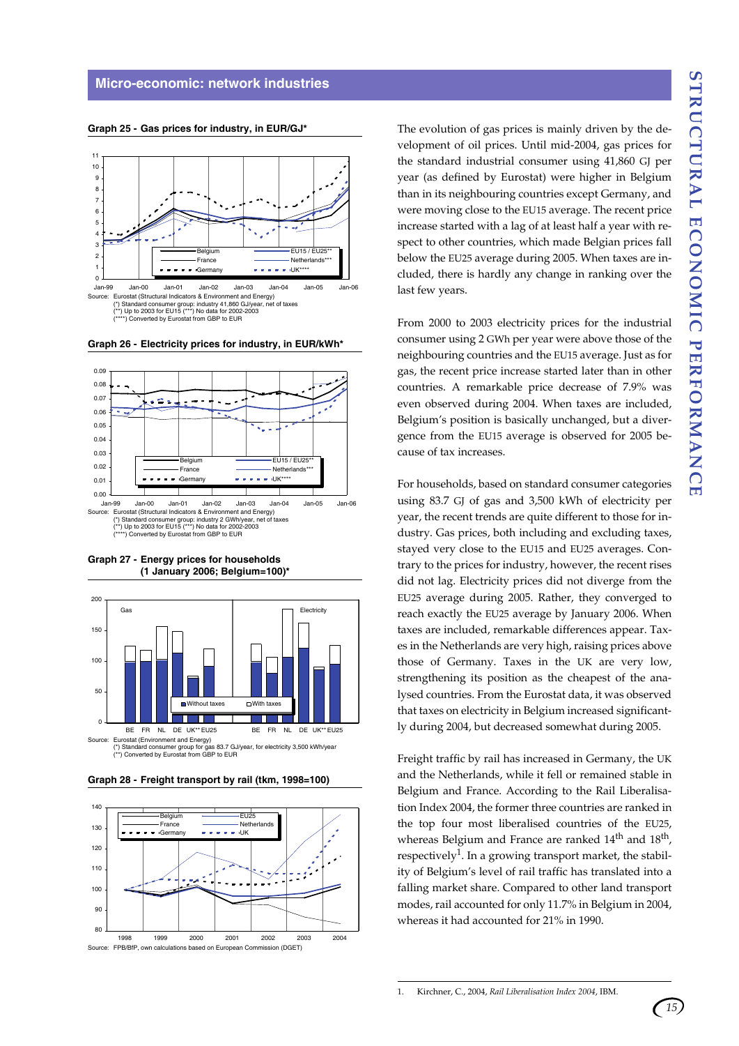## Micro-economic: network industries

**Graph 25 - Gas prices for industry, in EUR/GJ***

Source: Eurostat (Structural Indicators & Environment and Energy)
(*) Standard consumer group: industry 41,860 GJ/year, net of taxes
(**) Up to 2003 for EU15 (***) No data for 2002-2003
(****) Converted by Eurostat from GBP to EUR

**Graph 26 - Electricity prices for industry, in EUR/kWh***

Source: Eurostat (Structural Indicators & Environment and Energy)
(*) Standard consumer group: industry 2 GWh/year, net of taxes
(**) Up to 2003 for EU15 (***) No data for 2002-2003
(****) Converted by Eurostat from GBP to EUR

**Graph 27 - Energy prices for households (1 January 2006; Belgium=100)***

Source: Eurostat (Environment and Energy)
(*) Standard consumer group for gas 83.7 GJ/year, for electricity 3,500 kWh/year
(**) Converted by Eurostat from GBP to EUR

**Graph 28 - Freight transport by rail (tkm, 1998=100)**

Source: FPB/BfP, own calculations based on European Commission (DGET)

The evolution of gas prices is mainly driven by the development of oil prices. Until mid-2004, gas prices for the standard industrial consumer using 41,860 GJ per year (as defined by Eurostat) were higher in Belgium than in its neighbouring countries except Germany, and were moving close to the EU15 average. The recent price increase started with a lag of at least half a year with respect to other countries, which made Belgian prices fall below the EU25 average during 2005. When taxes are included, there is hardly any change in ranking over the last few years.

From 2000 to 2003 electricity prices for the industrial consumer using 2 GWh per year were above those of the neighbouring countries and the EU15 average. Just as for gas, the recent price increase started later than in other countries. A remarkable price decrease of 7.9% was even observed during 2004. When taxes are included, Belgium's position is basically unchanged, but a divergence from the EU15 average is observed for 2005 because of tax increases.

For households, based on standard consumer categories using 83.7 GJ of gas and 3,500 kWh of electricity per year, the recent trends are quite different to those for industry. Gas prices, both including and excluding taxes, stayed very close to the EU15 and EU25 averages. Contrary to the prices for industry, however, the recent rises did not lag. Electricity prices did not diverge from the EU25 average during 2005. Rather, they converged to reach exactly the EU25 average by January 2006. When taxes are included, remarkable differences appear. Taxes in the Netherlands are very high, raising prices above those of Germany. Taxes in the UK are very low, strengthening its position as the cheapest of the analysed countries. From the Eurostat data, it was observed that taxes on electricity in Belgium increased significantly during 2004, but decreased somewhat during 2005.

Freight traffic by rail has increased in Germany, the UK and the Netherlands, while it fell or remained stable in Belgium and France. According to the Rail Liberalisation Index 2004, the former three countries are ranked in the top four most liberalised countries of the EU25, whereas Belgium and France are ranked 14th and 18th, respectively[1]. In a growing transport market, the stability of Belgium's level of rail traffic has translated into a falling market share. Compared to other land transport modes, rail accounted for only 11.7% in Belgium in 2004, whereas it had accounted for 21% in 1990.

1. Kirchner, C., 2004, *Rail Liberalisation Index 2004*, IBM.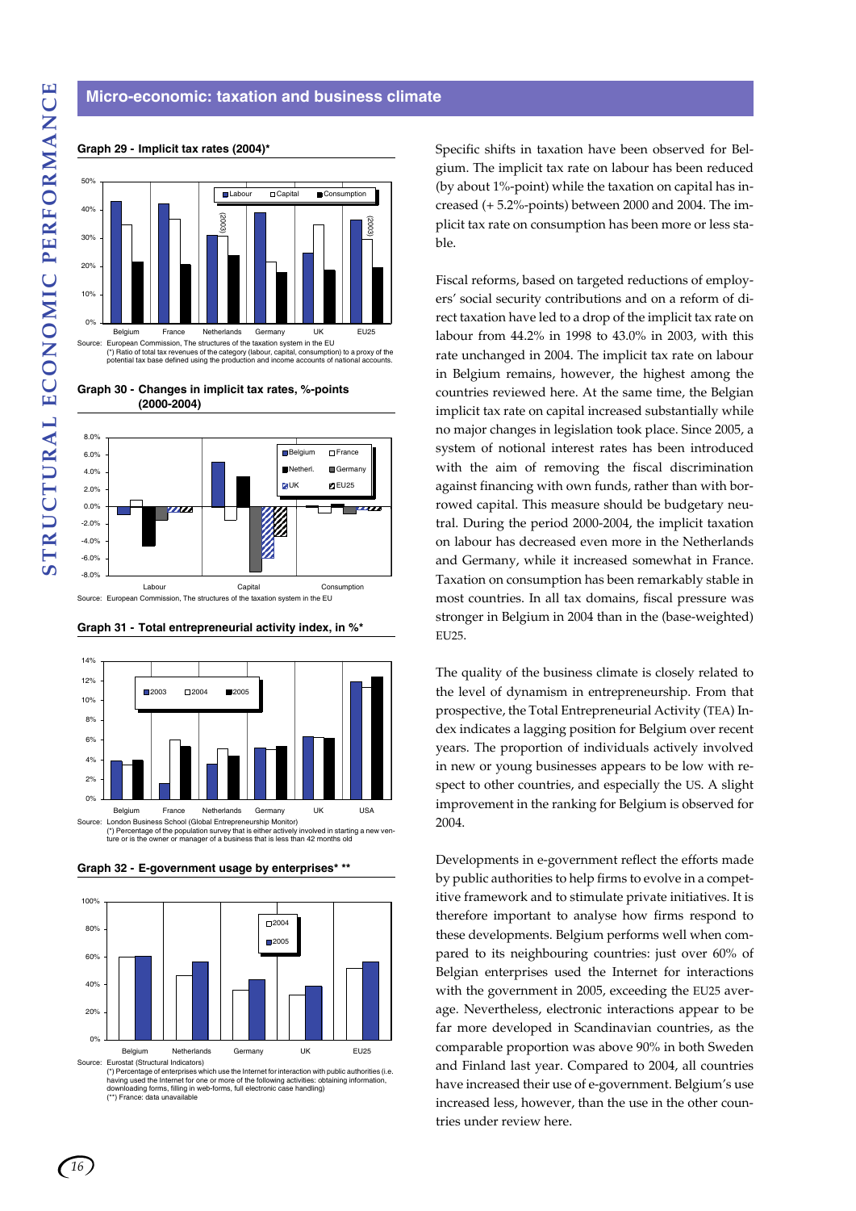## Micro-economic: taxation and business climate

**Graph 29 - Implicit tax rates (2004)***

Source: European Commission, The structures of the taxation system in the EU
(*) Ratio of total tax revenues of the category (labour, capital, consumption) to a proxy of the potential tax base defined using the production and income accounts of national accounts.

**Graph 30 - Changes in implicit tax rates, %-points (2000-2004)**

Source: European Commission, The structures of the taxation system in the EU

**Graph 31 - Total entrepreneurial activity index, in %***

Source: London Business School (Global Entrepreneurship Monitor)
(*) Percentage of the population survey that is either actively involved in starting a new venture or is the owner or manager of a business that is less than 42 months old

**Graph 32 - E-government usage by enterprises* ****

Source: Eurostat (Structural Indicators)
(*) Percentage of enterprises which use the Internet for interaction with public authorities (i.e. having used the Internet for one or more of the following activities: obtaining information, downloading forms, filling in web-forms, full electronic case handling)
(**) France: data unavailable

Specific shifts in taxation have been observed for Belgium. The implicit tax rate on labour has been reduced (by about 1%-point) while the taxation on capital has increased (+ 5.2%-points) between 2000 and 2004. The implicit tax rate on consumption has been more or less stable.

Fiscal reforms, based on targeted reductions of employers' social security contributions and on a reform of direct taxation have led to a drop of the implicit tax rate on labour from 44.2% in 1998 to 43.0% in 2003, with this rate unchanged in 2004. The implicit tax rate on labour in Belgium remains, however, the highest among the countries reviewed here. At the same time, the Belgian implicit tax rate on capital increased substantially while no major changes in legislation took place. Since 2005, a system of notional interest rates has been introduced with the aim of removing the fiscal discrimination against financing with own funds, rather than with borrowed capital. This measure should be budgetary neutral. During the period 2000-2004, the implicit taxation on labour has decreased even more in the Netherlands and Germany, while it increased somewhat in France. Taxation on consumption has been remarkably stable in most countries. In all tax domains, fiscal pressure was stronger in Belgium in 2004 than in the (base-weighted) EU25.

The quality of the business climate is closely related to the level of dynamism in entrepreneurship. From that prospective, the Total Entrepreneurial Activity (TEA) Index indicates a lagging position for Belgium over recent years. The proportion of individuals actively involved in new or young businesses appears to be low with respect to other countries, and especially the US. A slight improvement in the ranking for Belgium is observed for 2004.

Developments in e-government reflect the efforts made by public authorities to help firms to evolve in a competitive framework and to stimulate private initiatives. It is therefore important to analyse how firms respond to these developments. Belgium performs well when compared to its neighbouring countries: just over 60% of Belgian enterprises used the Internet for interactions with the government in 2005, exceeding the EU25 average. Nevertheless, electronic interactions appear to be far more developed in Scandinavian countries, as the comparable proportion was above 90% in both Sweden and Finland last year. Compared to 2004, all countries have increased their use of e-government. Belgium's use increased less, however, than the use in the other countries under review here.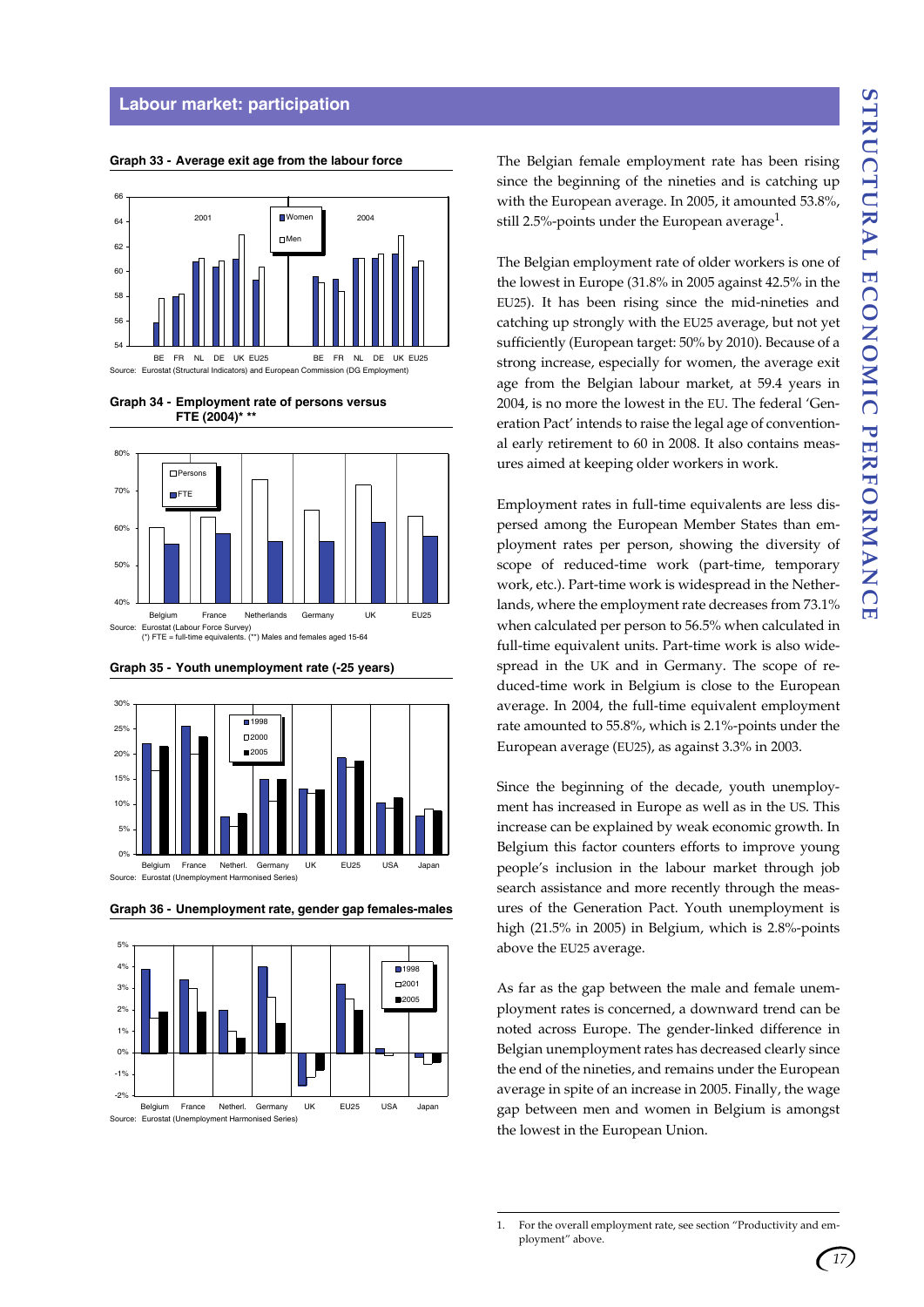## Labour market: participation

**Graph 33 - Average exit age from the labour force**

Source: Eurostat (Structural Indicators) and European Commission (DG Employment)

**Graph 34 - Employment rate of persons versus FTE (2004)* \*\***

Source: Eurostat (Labour Force Survey)
(*) FTE = full-time equivalents. (**) Males and females aged 15-64

**Graph 35 - Youth unemployment rate (-25 years)**

Source: Eurostat (Unemployment Harmonised Series)

**Graph 36 - Unemployment rate, gender gap females-males**

Source: Eurostat (Unemployment Harmonised Series)

The Belgian female employment rate has been rising since the beginning of the nineties and is catching up with the European average. In 2005, it amounted 53.8%, still 2.5%-points under the European average[1].

The Belgian employment rate of older workers is one of the lowest in Europe (31.8% in 2005 against 42.5% in the EU25). It has been rising since the mid-nineties and catching up strongly with the EU25 average, but not yet sufficiently (European target: 50% by 2010). Because of a strong increase, especially for women, the average exit age from the Belgian labour market, at 59.4 years in 2004, is no more the lowest in the EU. The federal 'Generation Pact' intends to raise the legal age of conventional early retirement to 60 in 2008. It also contains measures aimed at keeping older workers in work.

Employment rates in full-time equivalents are less dispersed among the European Member States than employment rates per person, showing the diversity of scope of reduced-time work (part-time, temporary work, etc.). Part-time work is widespread in the Netherlands, where the employment rate decreases from 73.1% when calculated per person to 56.5% when calculated in full-time equivalent units. Part-time work is also widespread in the UK and in Germany. The scope of reduced-time work in Belgium is close to the European average. In 2004, the full-time equivalent employment rate amounted to 55.8%, which is 2.1%-points under the European average (EU25), as against 3.3% in 2003.

Since the beginning of the decade, youth unemployment has increased in Europe as well as in the US. This increase can be explained by weak economic growth. In Belgium this factor counters efforts to improve young people's inclusion in the labour market through job search assistance and more recently through the measures of the Generation Pact. Youth unemployment is high (21.5% in 2005) in Belgium, which is 2.8%-points above the EU25 average.

As far as the gap between the male and female unemployment rates is concerned, a downward trend can be noted across Europe. The gender-linked difference in Belgian unemployment rates has decreased clearly since the end of the nineties, and remains under the European average in spite of an increase in 2005. Finally, the wage gap between men and women in Belgium is amongst the lowest in the European Union.

1. For the overall employment rate, see section "Productivity and employment" above.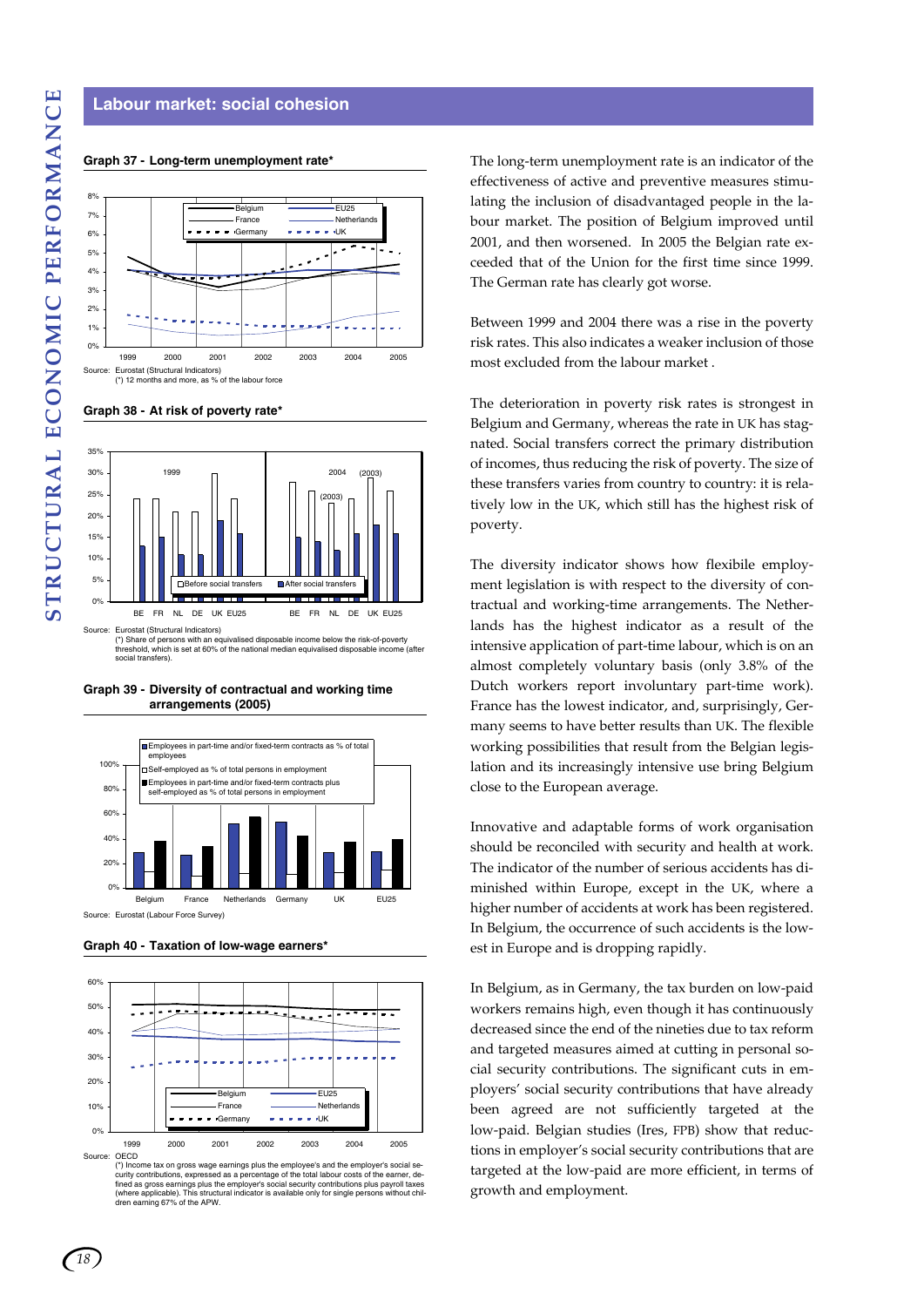## Labour market: social cohesion

**Graph 37 - Long-term unemployment rate***

Source: Eurostat (Structural Indicators)
(*) 12 months and more, as % of the labour force

**Graph 38 - At risk of poverty rate***

Source: Eurostat (Structural Indicators)
(*) Share of persons with an equivalised disposable income below the risk-of-poverty threshold, which is set at 60% of the national median equivalised disposable income (after social transfers).

**Graph 39 - Diversity of contractual and working time arrangements (2005)**

Source: Eurostat (Labour Force Survey)

**Graph 40 - Taxation of low-wage earners***

Source: OECD
(*) Income tax on gross wage earnings plus the employee's and the employer's social security contributions, expressed as a percentage of the total labour costs of the earner, defined as gross earnings plus the employer's social security contributions plus payroll taxes (where applicable). This structural indicator is available only for single persons without children earning 67% of the APW.

The long-term unemployment rate is an indicator of the effectiveness of active and preventive measures stimulating the inclusion of disadvantaged people in the labour market. The position of Belgium improved until 2001, and then worsened. In 2005 the Belgian rate exceeded that of the Union for the first time since 1999. The German rate has clearly got worse.

Between 1999 and 2004 there was a rise in the poverty risk rates. This also indicates a weaker inclusion of those most excluded from the labour market .

The deterioration in poverty risk rates is strongest in Belgium and Germany, whereas the rate in UK has stagnated. Social transfers correct the primary distribution of incomes, thus reducing the risk of poverty. The size of these transfers varies from country to country: it is relatively low in the UK, which still has the highest risk of poverty.

The diversity indicator shows how flexibile employment legislation is with respect to the diversity of contractual and working-time arrangements. The Netherlands has the highest indicator as a result of the intensive application of part-time labour, which is on an almost completely voluntary basis (only 3.8% of the Dutch workers report involuntary part-time work). France has the lowest indicator, and, surprisingly, Germany seems to have better results than UK. The flexible working possibilities that result from the Belgian legislation and its increasingly intensive use bring Belgium close to the European average.

Innovative and adaptable forms of work organisation should be reconciled with security and health at work. The indicator of the number of serious accidents has diminished within Europe, except in the UK, where a higher number of accidents at work has been registered. In Belgium, the occurrence of such accidents is the lowest in Europe and is dropping rapidly.

In Belgium, as in Germany, the tax burden on low-paid workers remains high, even though it has continuously decreased since the end of the nineties due to tax reform and targeted measures aimed at cutting in personal social security contributions. The significant cuts in employers' social security contributions that have already been agreed are not sufficiently targeted at the low-paid. Belgian studies (Ires, FPB) show that reductions in employer's social security contributions that are targeted at the low-paid are more efficient, in terms of growth and employment.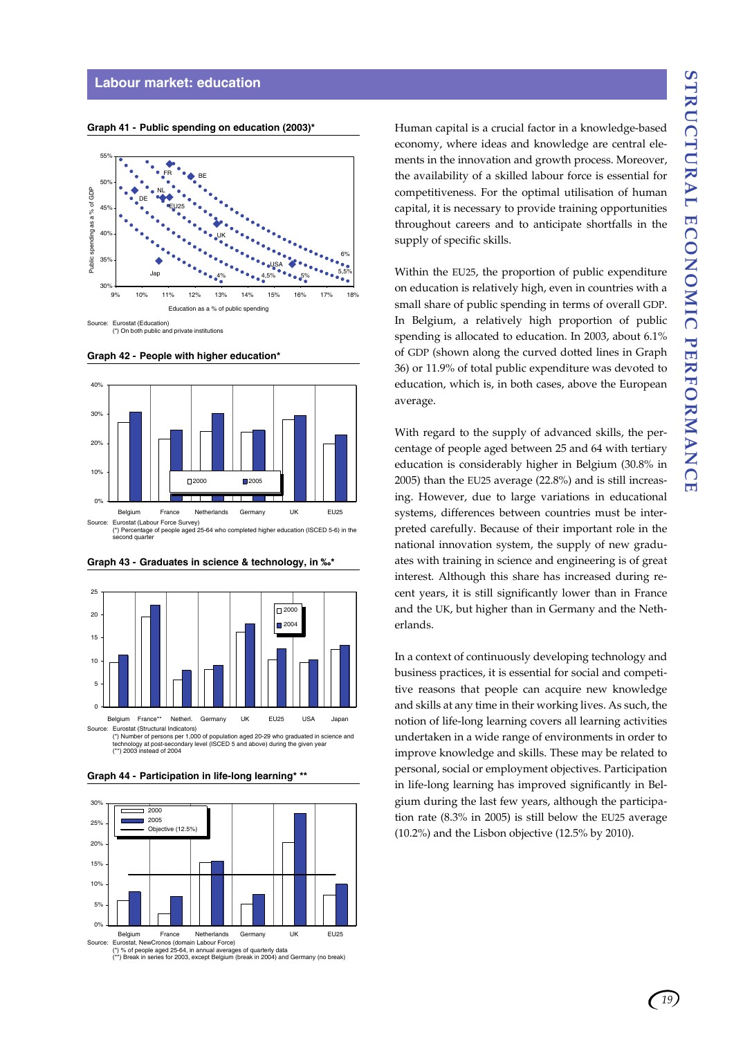## Labour market: education

**Graph 41 - Public spending on education (2003)***

Source: Eurostat (Education)
(*) On both public and private institutions

**Graph 42 - People with higher education***

Source: Eurostat (Labour Force Survey)
(*) Percentage of people aged 25-64 who completed higher education (ISCED 5-6) in the second quarter

**Graph 43 - Graduates in science & technology, in ‰***

Source: Eurostat (Structural Indicators)
(*) Number of persons per 1,000 of population aged 20-29 who graduated in science and technology at post-secondary level (ISCED 5 and above) during the given year
(**) 2003 instead of 2004

**Graph 44 - Participation in life-long learning* ****

Source: Eurostat, NewCronos (domain Labour Force)
(*) % of people aged 25-64, in annual averages of quarterly data
(**) Break in series for 2003, except Belgium (break in 2004) and Germany (no break)

Human capital is a crucial factor in a knowledge-based economy, where ideas and knowledge are central elements in the innovation and growth process. Moreover, the availability of a skilled labour force is essential for competitiveness. For the optimal utilisation of human capital, it is necessary to provide training opportunities throughout careers and to anticipate shortfalls in the supply of specific skills.

Within the EU25, the proportion of public expenditure on education is relatively high, even in countries with a small share of public spending in terms of overall GDP. In Belgium, a relatively high proportion of public spending is allocated to education. In 2003, about 6.1% of GDP (shown along the curved dotted lines in Graph 36) or 11.9% of total public expenditure was devoted to education, which is, in both cases, above the European average.

With regard to the supply of advanced skills, the percentage of people aged between 25 and 64 with tertiary education is considerably higher in Belgium (30.8% in 2005) than the EU25 average (22.8%) and is still increasing. However, due to large variations in educational systems, differences between countries must be interpreted carefully. Because of their important role in the national innovation system, the supply of new graduates with training in science and engineering is of great interest. Although this share has increased during recent years, it is still significantly lower than in France and the UK, but higher than in Germany and the Netherlands.

In a context of continuously developing technology and business practices, it is essential for social and competitive reasons that people can acquire new knowledge and skills at any time in their working lives. As such, the notion of life-long learning covers all learning activities undertaken in a wide range of environments in order to improve knowledge and skills. These may be related to personal, social or employment objectives. Participation in life-long learning has improved significantly in Belgium during the last few years, although the participation rate (8.3% in 2005) is still below the EU25 average (10.2%) and the Lisbon objective (12.5% by 2010).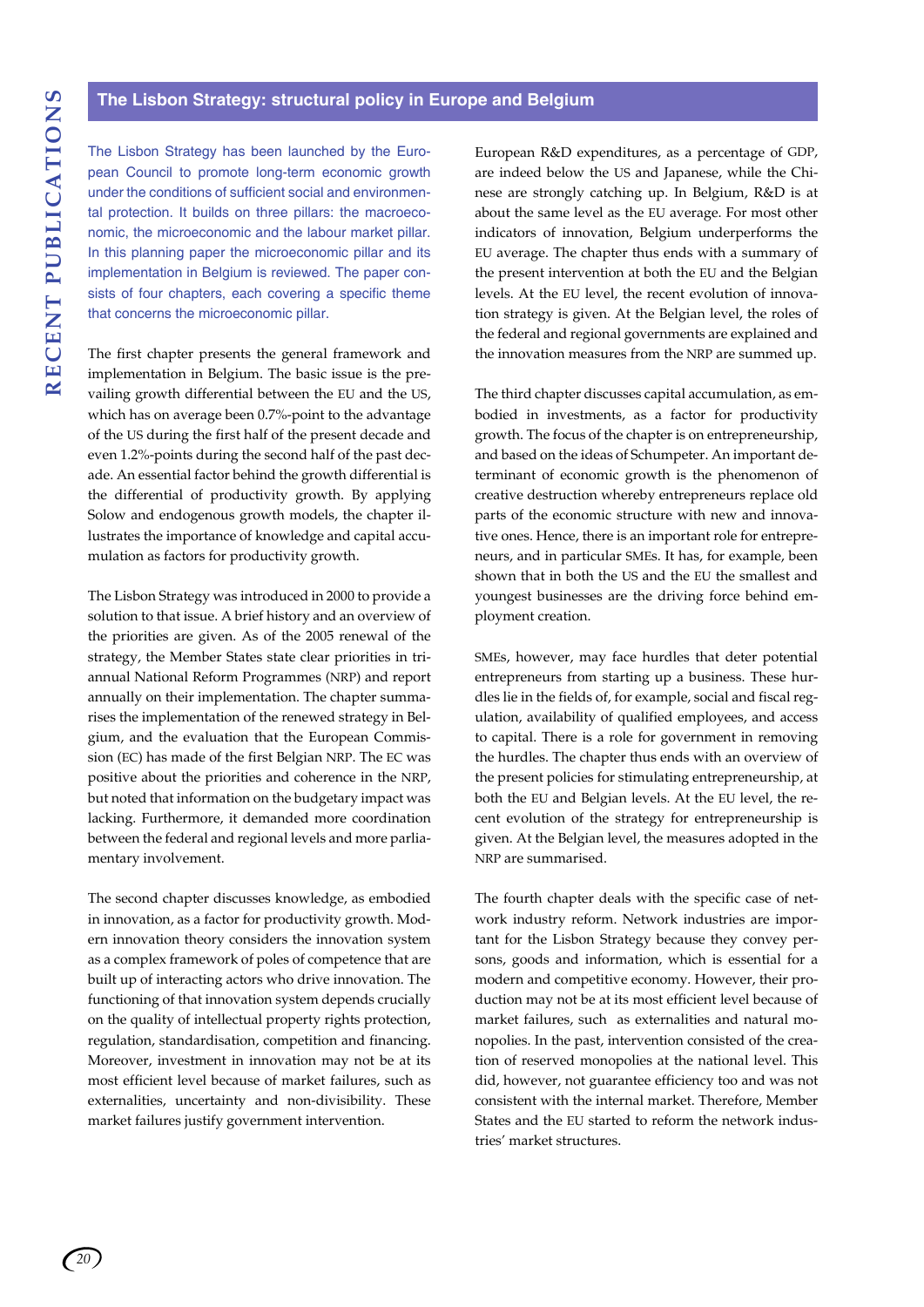## The Lisbon Strategy: structural policy in Europe and Belgium

The Lisbon Strategy has been launched by the European Council to promote long-term economic growth under the conditions of sufficient social and environmental protection. It builds on three pillars: the macroeconomic, the microeconomic and the labour market pillar. In this planning paper the microeconomic pillar and its implementation in Belgium is reviewed. The paper consists of four chapters, each covering a specific theme that concerns the microeconomic pillar.

The first chapter presents the general framework and implementation in Belgium. The basic issue is the prevailing growth differential between the EU and the US, which has on average been 0.7%-point to the advantage of the US during the first half of the present decade and even 1.2%-points during the second half of the past decade. An essential factor behind the growth differential is the differential of productivity growth. By applying Solow and endogenous growth models, the chapter illustrates the importance of knowledge and capital accumulation as factors for productivity growth.

The Lisbon Strategy was introduced in 2000 to provide a solution to that issue. A brief history and an overview of the priorities are given. As of the 2005 renewal of the strategy, the Member States state clear priorities in triannual National Reform Programmes (NRP) and report annually on their implementation. The chapter summarises the implementation of the renewed strategy in Belgium, and the evaluation that the European Commission (EC) has made of the first Belgian NRP. The EC was positive about the priorities and coherence in the NRP, but noted that information on the budgetary impact was lacking. Furthermore, it demanded more coordination between the federal and regional levels and more parliamentary involvement.

The second chapter discusses knowledge, as embodied in innovation, as a factor for productivity growth. Modern innovation theory considers the innovation system as a complex framework of poles of competence that are built up of interacting actors who drive innovation. The functioning of that innovation system depends crucially on the quality of intellectual property rights protection, regulation, standardisation, competition and financing. Moreover, investment in innovation may not be at its most efficient level because of market failures, such as externalities, uncertainty and non-divisibility. These market failures justify government intervention.

European R&D expenditures, as a percentage of GDP, are indeed below the US and Japanese, while the Chinese are strongly catching up. In Belgium, R&D is at about the same level as the EU average. For most other indicators of innovation, Belgium underperforms the EU average. The chapter thus ends with a summary of the present intervention at both the EU and the Belgian levels. At the EU level, the recent evolution of innovation strategy is given. At the Belgian level, the roles of the federal and regional governments are explained and the innovation measures from the NRP are summed up.

The third chapter discusses capital accumulation, as embodied in investments, as a factor for productivity growth. The focus of the chapter is on entrepreneurship, and based on the ideas of Schumpeter. An important determinant of economic growth is the phenomenon of creative destruction whereby entrepreneurs replace old parts of the economic structure with new and innovative ones. Hence, there is an important role for entrepreneurs, and in particular SMEs. It has, for example, been shown that in both the US and the EU the smallest and youngest businesses are the driving force behind employment creation.

SMEs, however, may face hurdles that deter potential entrepreneurs from starting up a business. These hurdles lie in the fields of, for example, social and fiscal regulation, availability of qualified employees, and access to capital. There is a role for government in removing the hurdles. The chapter thus ends with an overview of the present policies for stimulating entrepreneurship, at both the EU and Belgian levels. At the EU level, the recent evolution of the strategy for entrepreneurship is given. At the Belgian level, the measures adopted in the NRP are summarised.

The fourth chapter deals with the specific case of network industry reform. Network industries are important for the Lisbon Strategy because they convey persons, goods and information, which is essential for a modern and competitive economy. However, their production may not be at its most efficient level because of market failures, such as externalities and natural monopolies. In the past, intervention consisted of the creation of reserved monopolies at the national level. This did, however, not guarantee efficiency too and was not consistent with the internal market. Therefore, Member States and the EU started to reform the network industries' market structures.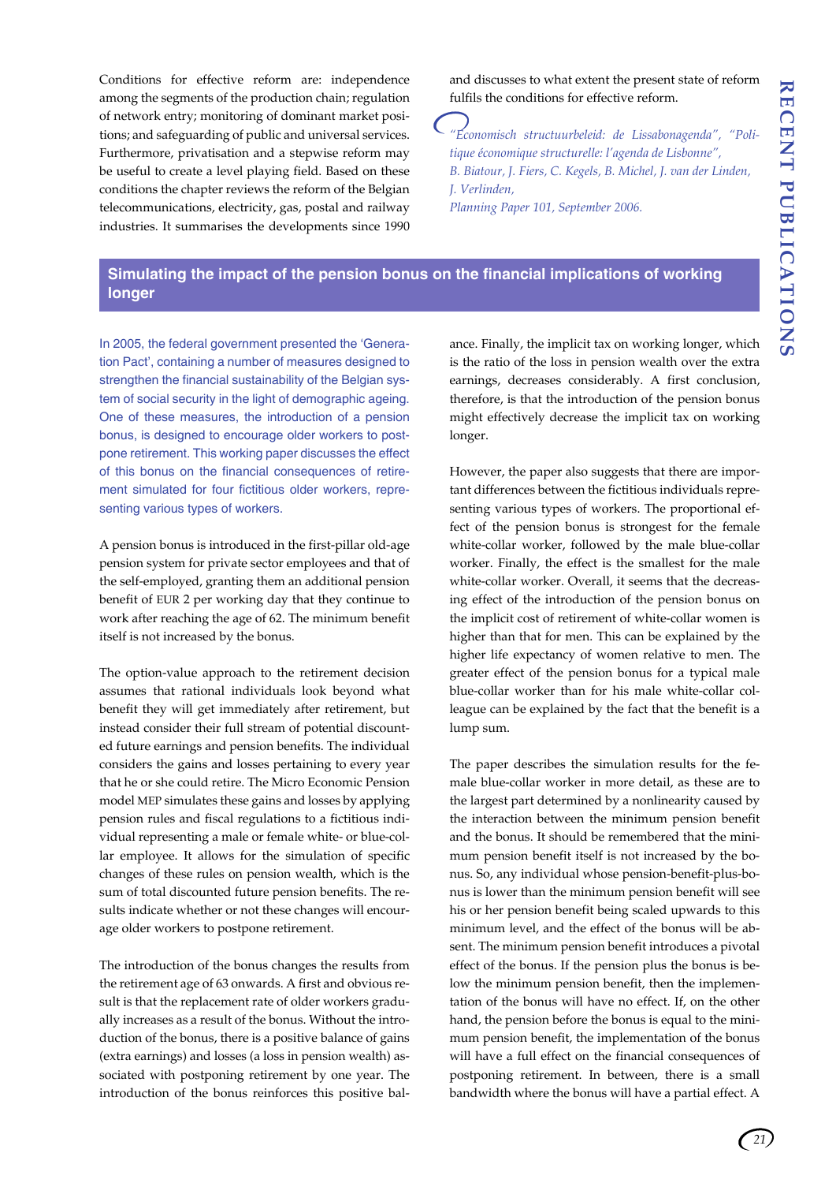Conditions for effective reform are: independence among the segments of the production chain; regulation of network entry; monitoring of dominant market positions; and safeguarding of public and universal services. Furthermore, privatisation and a stepwise reform may be useful to create a level playing field. Based on these conditions the chapter reviews the reform of the Belgian telecommunications, electricity, gas, postal and railway industries. It summarises the developments since 1990 and discusses to what extent the present state of reform fulfils the conditions for effective reform.

*"Economisch structuurbeleid: de Lissabonagenda", "Politique économique structurelle: l'agenda de Lisbonne",*
*B. Biatour, J. Fiers, C. Kegels, B. Michel, J. van der Linden, J. Verlinden,*
*Planning Paper 101, September 2006.*

## Simulating the impact of the pension bonus on the financial implications of working longer

In 2005, the federal government presented the 'Generation Pact', containing a number of measures designed to strengthen the financial sustainability of the Belgian system of social security in the light of demographic ageing. One of these measures, the introduction of a pension bonus, is designed to encourage older workers to postpone retirement. This working paper discusses the effect of this bonus on the financial consequences of retirement simulated for four fictitious older workers, representing various types of workers.

A pension bonus is introduced in the first-pillar old-age pension system for private sector employees and that of the self-employed, granting them an additional pension benefit of EUR 2 per working day that they continue to work after reaching the age of 62. The minimum benefit itself is not increased by the bonus.

The option-value approach to the retirement decision assumes that rational individuals look beyond what benefit they will get immediately after retirement, but instead consider their full stream of potential discounted future earnings and pension benefits. The individual considers the gains and losses pertaining to every year that he or she could retire. The Micro Economic Pension model MEP simulates these gains and losses by applying pension rules and fiscal regulations to a fictitious individual representing a male or female white- or blue-collar employee. It allows for the simulation of specific changes of these rules on pension wealth, which is the sum of total discounted future pension benefits. The results indicate whether or not these changes will encourage older workers to postpone retirement.

The introduction of the bonus changes the results from the retirement age of 63 onwards. A first and obvious result is that the replacement rate of older workers gradually increases as a result of the bonus. Without the introduction of the bonus, there is a positive balance of gains (extra earnings) and losses (a loss in pension wealth) associated with postponing retirement by one year. The introduction of the bonus reinforces this positive balance. Finally, the implicit tax on working longer, which is the ratio of the loss in pension wealth over the extra earnings, decreases considerably. A first conclusion, therefore, is that the introduction of the pension bonus might effectively decrease the implicit tax on working longer.

However, the paper also suggests that there are important differences between the fictitious individuals representing various types of workers. The proportional effect of the pension bonus is strongest for the female white-collar worker, followed by the male blue-collar worker. Finally, the effect is the smallest for the male white-collar worker. Overall, it seems that the decreasing effect of the introduction of the pension bonus on the implicit cost of retirement of white-collar women is higher than that for men. This can be explained by the higher life expectancy of women relative to men. The greater effect of the pension bonus for a typical male blue-collar worker than for his male white-collar colleague can be explained by the fact that the benefit is a lump sum.

The paper describes the simulation results for the female blue-collar worker in more detail, as these are to the largest part determined by a nonlinearity caused by the interaction between the minimum pension benefit and the bonus. It should be remembered that the minimum pension benefit itself is not increased by the bonus. So, any individual whose pension-benefit-plus-bonus is lower than the minimum pension benefit will see his or her pension benefit being scaled upwards to this minimum level, and the effect of the bonus will be absent. The minimum pension benefit introduces a pivotal effect of the bonus. If the pension plus the bonus is below the minimum pension benefit, then the implementation of the bonus will have no effect. If, on the other hand, the pension before the bonus is equal to the minimum pension benefit, the implementation of the bonus will have a full effect on the financial consequences of postponing retirement. In between, there is a small bandwidth where the bonus will have a partial effect. A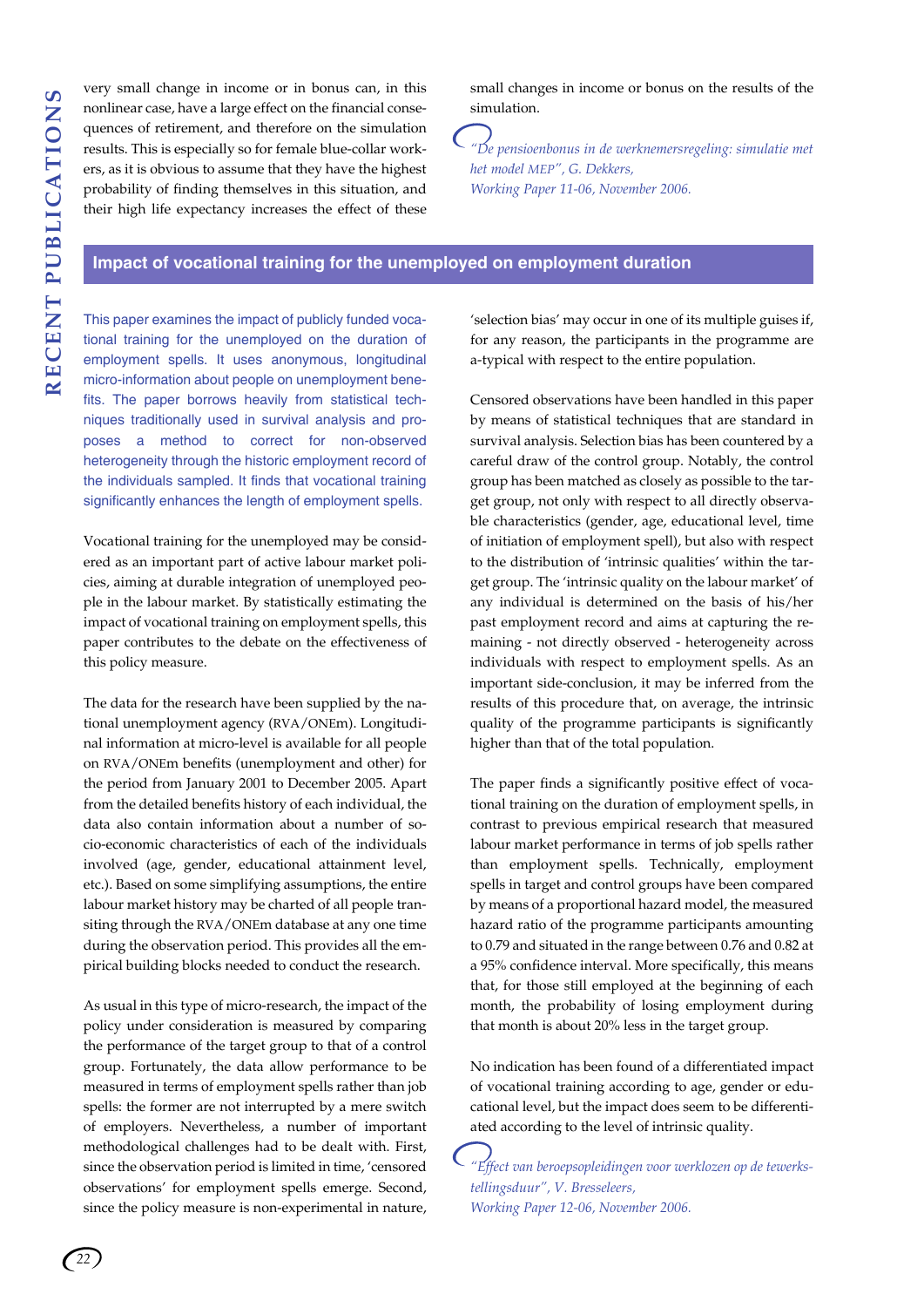very small change in income or in bonus can, in this nonlinear case, have a large effect on the financial consequences of retirement, and therefore on the simulation results. This is especially so for female blue-collar workers, as it is obvious to assume that they have the highest probability of finding themselves in this situation, and their high life expectancy increases the effect of these small changes in income or bonus on the results of the simulation.

*"De pensioenbonus in de werknemersregeling: simulatie met het model MEP", G. Dekkers,*
*Working Paper 11-06, November 2006.*

## Impact of vocational training for the unemployed on employment duration

This paper examines the impact of publicly funded vocational training for the unemployed on the duration of employment spells. It uses anonymous, longitudinal micro-information about people on unemployment benefits. The paper borrows heavily from statistical techniques traditionally used in survival analysis and proposes a method to correct for non-observed heterogeneity through the historic employment record of the individuals sampled. It finds that vocational training significantly enhances the length of employment spells.

Vocational training for the unemployed may be considered as an important part of active labour market policies, aiming at durable integration of unemployed people in the labour market. By statistically estimating the impact of vocational training on employment spells, this paper contributes to the debate on the effectiveness of this policy measure.

The data for the research have been supplied by the national unemployment agency (RVA/ONEm). Longitudinal information at micro-level is available for all people on RVA/ONEm benefits (unemployment and other) for the period from January 2001 to December 2005. Apart from the detailed benefits history of each individual, the data also contain information about a number of socio-economic characteristics of each of the individuals involved (age, gender, educational attainment level, etc.). Based on some simplifying assumptions, the entire labour market history may be charted of all people transiting through the RVA/ONEm database at any one time during the observation period. This provides all the empirical building blocks needed to conduct the research.

As usual in this type of micro-research, the impact of the policy under consideration is measured by comparing the performance of the target group to that of a control group. Fortunately, the data allow performance to be measured in terms of employment spells rather than job spells: the former are not interrupted by a mere switch of employers. Nevertheless, a number of important methodological challenges had to be dealt with. First, since the observation period is limited in time, 'censored observations' for employment spells emerge. Second, since the policy measure is non-experimental in nature, 'selection bias' may occur in one of its multiple guises if, for any reason, the participants in the programme are a-typical with respect to the entire population.

Censored observations have been handled in this paper by means of statistical techniques that are standard in survival analysis. Selection bias has been countered by a careful draw of the control group. Notably, the control group has been matched as closely as possible to the target group, not only with respect to all directly observable characteristics (gender, age, educational level, time of initiation of employment spell), but also with respect to the distribution of 'intrinsic qualities' within the target group. The 'intrinsic quality on the labour market' of any individual is determined on the basis of his/her past employment record and aims at capturing the remaining - not directly observed - heterogeneity across individuals with respect to employment spells. As an important side-conclusion, it may be inferred from the results of this procedure that, on average, the intrinsic quality of the programme participants is significantly higher than that of the total population.

The paper finds a significantly positive effect of vocational training on the duration of employment spells, in contrast to previous empirical research that measured labour market performance in terms of job spells rather than employment spells. Technically, employment spells in target and control groups have been compared by means of a proportional hazard model, the measured hazard ratio of the programme participants amounting to 0.79 and situated in the range between 0.76 and 0.82 at a 95% confidence interval. More specifically, this means that, for those still employed at the beginning of each month, the probability of losing employment during that month is about 20% less in the target group.

No indication has been found of a differentiated impact of vocational training according to age, gender or educational level, but the impact does seem to be differentiated according to the level of intrinsic quality.

*"Effect van beroepsopleidingen voor werklozen op de tewerkstellingsduur", V. Bresseleers,*
*Working Paper 12-06, November 2006.*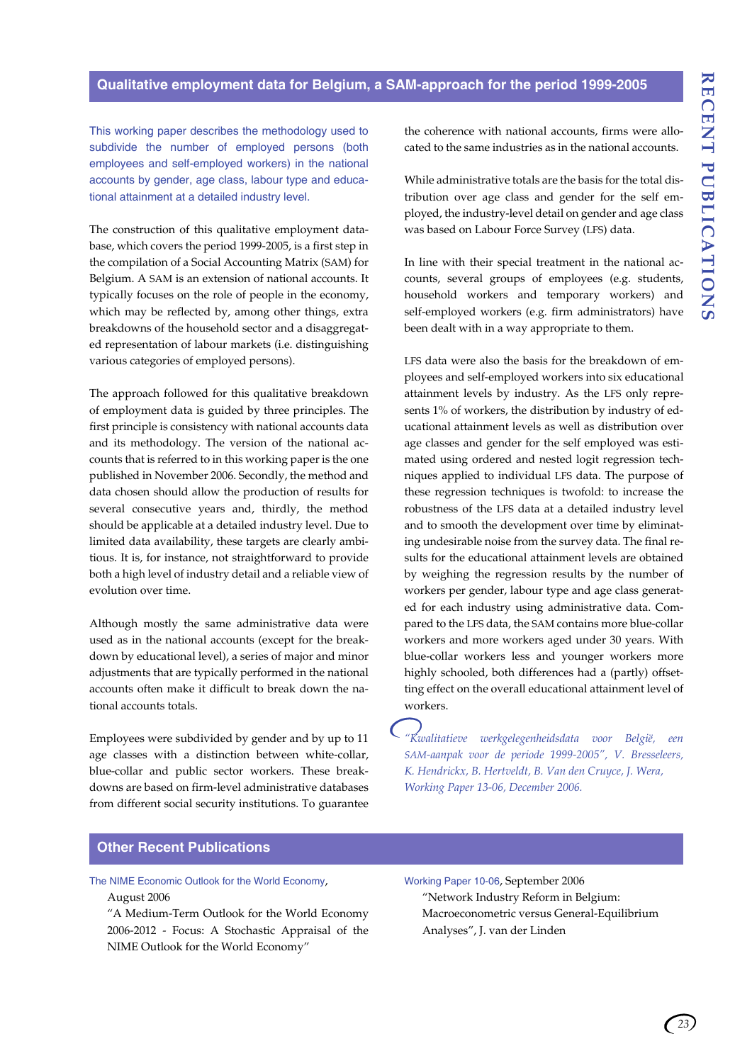## Qualitative employment data for Belgium, a SAM-approach for the period 1999-2005

This working paper describes the methodology used to subdivide the number of employed persons (both employees and self-employed workers) in the national accounts by gender, age class, labour type and educational attainment at a detailed industry level.

The construction of this qualitative employment database, which covers the period 1999-2005, is a first step in the compilation of a Social Accounting Matrix (SAM) for Belgium. A SAM is an extension of national accounts. It typically focuses on the role of people in the economy, which may be reflected by, among other things, extra breakdowns of the household sector and a disaggregated representation of labour markets (i.e. distinguishing various categories of employed persons).

The approach followed for this qualitative breakdown of employment data is guided by three principles. The first principle is consistency with national accounts data and its methodology. The version of the national accounts that is referred to in this working paper is the one published in November 2006. Secondly, the method and data chosen should allow the production of results for several consecutive years and, thirdly, the method should be applicable at a detailed industry level. Due to limited data availability, these targets are clearly ambitious. It is, for instance, not straightforward to provide both a high level of industry detail and a reliable view of evolution over time.

Although mostly the same administrative data were used as in the national accounts (except for the breakdown by educational level), a series of major and minor adjustments that are typically performed in the national accounts often make it difficult to break down the national accounts totals.

Employees were subdivided by gender and by up to 11 age classes with a distinction between white-collar, blue-collar and public sector workers. These breakdowns are based on firm-level administrative databases from different social security institutions. To guarantee the coherence with national accounts, firms were allocated to the same industries as in the national accounts.

While administrative totals are the basis for the total distribution over age class and gender for the self employed, the industry-level detail on gender and age class was based on Labour Force Survey (LFS) data.

In line with their special treatment in the national accounts, several groups of employees (e.g. students, household workers and temporary workers) and self-employed workers (e.g. firm administrators) have been dealt with in a way appropriate to them.

LFS data were also the basis for the breakdown of employees and self-employed workers into six educational attainment levels by industry. As the LFS only represents 1% of workers, the distribution by industry of educational attainment levels as well as distribution over age classes and gender for the self employed was estimated using ordered and nested logit regression techniques applied to individual LFS data. The purpose of these regression techniques is twofold: to increase the robustness of the LFS data at a detailed industry level and to smooth the development over time by eliminating undesirable noise from the survey data. The final results for the educational attainment levels are obtained by weighing the regression results by the number of workers per gender, labour type and age class generated for each industry using administrative data. Compared to the LFS data, the SAM contains more blue-collar workers and more workers aged under 30 years. With blue-collar workers less and younger workers more highly schooled, both differences had a (partly) offsetting effect on the overall educational attainment level of workers.

*"Kwalitatieve werkgelegenheidsdata voor België, een SAM-aanpak voor de periode 1999-2005", V. Bresseleers, K. Hendrickx, B. Hertveldt, B. Van den Cruyce, J. Wera, Working Paper 13-06, December 2006.*

## Other Recent Publications

The NIME Economic Outlook for the World Economy, August 2006
"A Medium-Term Outlook for the World Economy 2006-2012 - Focus: A Stochastic Appraisal of the NIME Outlook for the World Economy"

Working Paper 10-06, September 2006
"Network Industry Reform in Belgium: Macroeconometric versus General-Equilibrium Analyses", J. van der Linden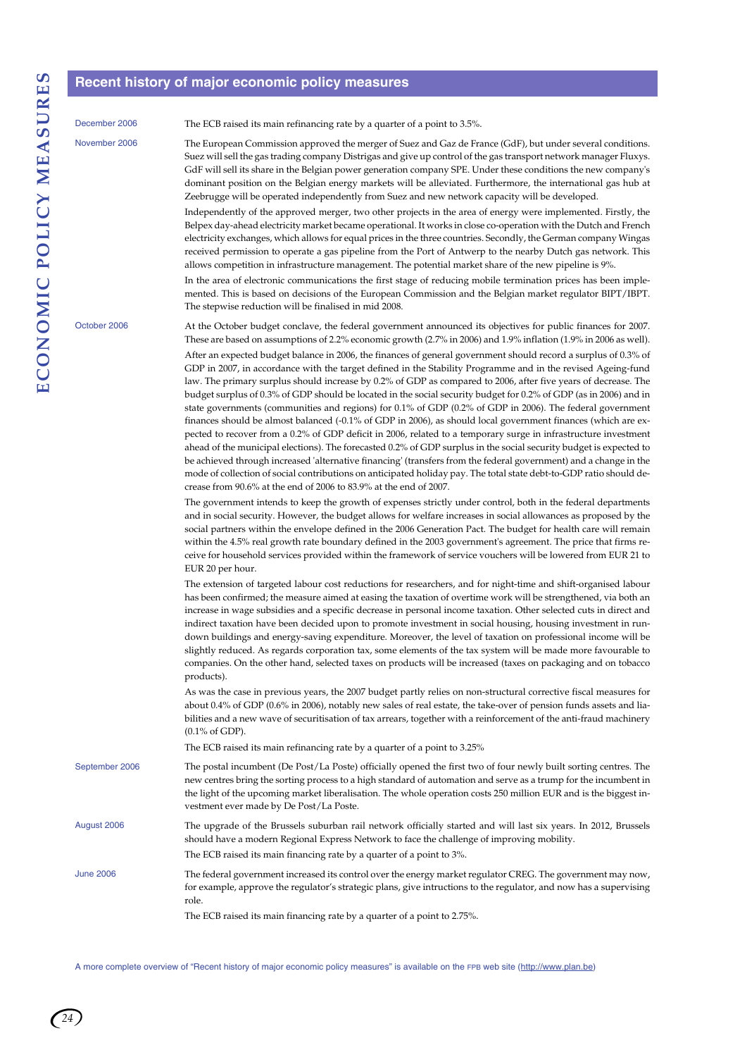## Recent history of major economic policy measures

**December 2006**

The ECB raised its main refinancing rate by a quarter of a point to 3.5%.

**November 2006**

The European Commission approved the merger of Suez and Gaz de France (GdF), but under several conditions. Suez will sell the gas trading company Distrigas and give up control of the gas transport network manager Fluxys. GdF will sell its share in the Belgian power generation company SPE. Under these conditions the new company's dominant position on the Belgian energy markets will be alleviated. Furthermore, the international gas hub at Zeebrugge will be operated independently from Suez and new network capacity will be developed.

Independently of the approved merger, two other projects in the area of energy were implemented. Firstly, the Belpex day-ahead electricity market became operational. It works in close co-operation with the Dutch and French electricity exchanges, which allows for equal prices in the three countries. Secondly, the German company Wingas received permission to operate a gas pipeline from the Port of Antwerp to the nearby Dutch gas network. This allows competition in infrastructure management. The potential market share of the new pipeline is 9%.

In the area of electronic communications the first stage of reducing mobile termination prices has been implemented. This is based on decisions of the European Commission and the Belgian market regulator BIPT/IBPT. The stepwise reduction will be finalised in mid 2008.

**October 2006**

At the October budget conclave, the federal government announced its objectives for public finances for 2007. These are based on assumptions of 2.2% economic growth (2.7% in 2006) and 1.9% inflation (1.9% in 2006 as well).

After an expected budget balance in 2006, the finances of general government should record a surplus of 0.3% of GDP in 2007, in accordance with the target defined in the Stability Programme and in the revised Ageing-fund law. The primary surplus should increase by 0.2% of GDP as compared to 2006, after five years of decrease. The budget surplus of 0.3% of GDP should be located in the social security budget for 0.2% of GDP (as in 2006) and in state governments (communities and regions) for 0.1% of GDP (0.2% of GDP in 2006). The federal government finances should be almost balanced (-0.1% of GDP in 2006), as should local government finances (which are expected to recover from a 0.2% of GDP deficit in 2006, related to a temporary surge in infrastructure investment ahead of the municipal elections). The forecasted 0.2% of GDP surplus in the social security budget is expected to be achieved through increased 'alternative financing' (transfers from the federal government) and a change in the mode of collection of social contributions on anticipated holiday pay. The total state debt-to-GDP ratio should decrease from 90.6% at the end of 2006 to 83.9% at the end of 2007.

The government intends to keep the growth of expenses strictly under control, both in the federal departments and in social security. However, the budget allows for welfare increases in social allowances as proposed by the social partners within the envelope defined in the 2006 Generation Pact. The budget for health care will remain within the 4.5% real growth rate boundary defined in the 2003 government's agreement. The price that firms receive for household services provided within the framework of service vouchers will be lowered from EUR 21 to EUR 20 per hour.

The extension of targeted labour cost reductions for researchers, and for night-time and shift-organised labour has been confirmed; the measure aimed at easing the taxation of overtime work will be strengthened, via both an increase in wage subsidies and a specific decrease in personal income taxation. Other selected cuts in direct and indirect taxation have been decided upon to promote investment in social housing, housing investment in run-down buildings and energy-saving expenditure. Moreover, the level of taxation on professional income will be slightly reduced. As regards corporation tax, some elements of the tax system will be made more favourable to companies. On the other hand, selected taxes on products will be increased (taxes on packaging and on tobacco products).

As was the case in previous years, the 2007 budget partly relies on non-structural corrective fiscal measures for about 0.4% of GDP (0.6% in 2006), notably new sales of real estate, the take-over of pension funds assets and liabilities and a new wave of securitisation of tax arrears, together with a reinforcement of the anti-fraud machinery (0.1% of GDP).

The ECB raised its main refinancing rate by a quarter of a point to 3.25%

**September 2006**

The postal incumbent (De Post/La Poste) officially opened the first two of four newly built sorting centres. The new centres bring the sorting process to a high standard of automation and serve as a trump for the incumbent in the light of the upcoming market liberalisation. The whole operation costs 250 million EUR and is the biggest investment ever made by De Post/La Poste.

**August 2006**

The upgrade of the Brussels suburban rail network officially started and will last six years. In 2012, Brussels should have a modern Regional Express Network to face the challenge of improving mobility.

The ECB raised its main financing rate by a quarter of a point to 3%.

**June 2006**

The federal government increased its control over the energy market regulator CREG. The government may now, for example, approve the regulator's strategic plans, give intructions to the regulator, and now has a supervising role.

The ECB raised its main financing rate by a quarter of a point to 2.75%.

A more complete overview of "Recent history of major economic policy measures" is available on the FPB web site (http://www.plan.be)